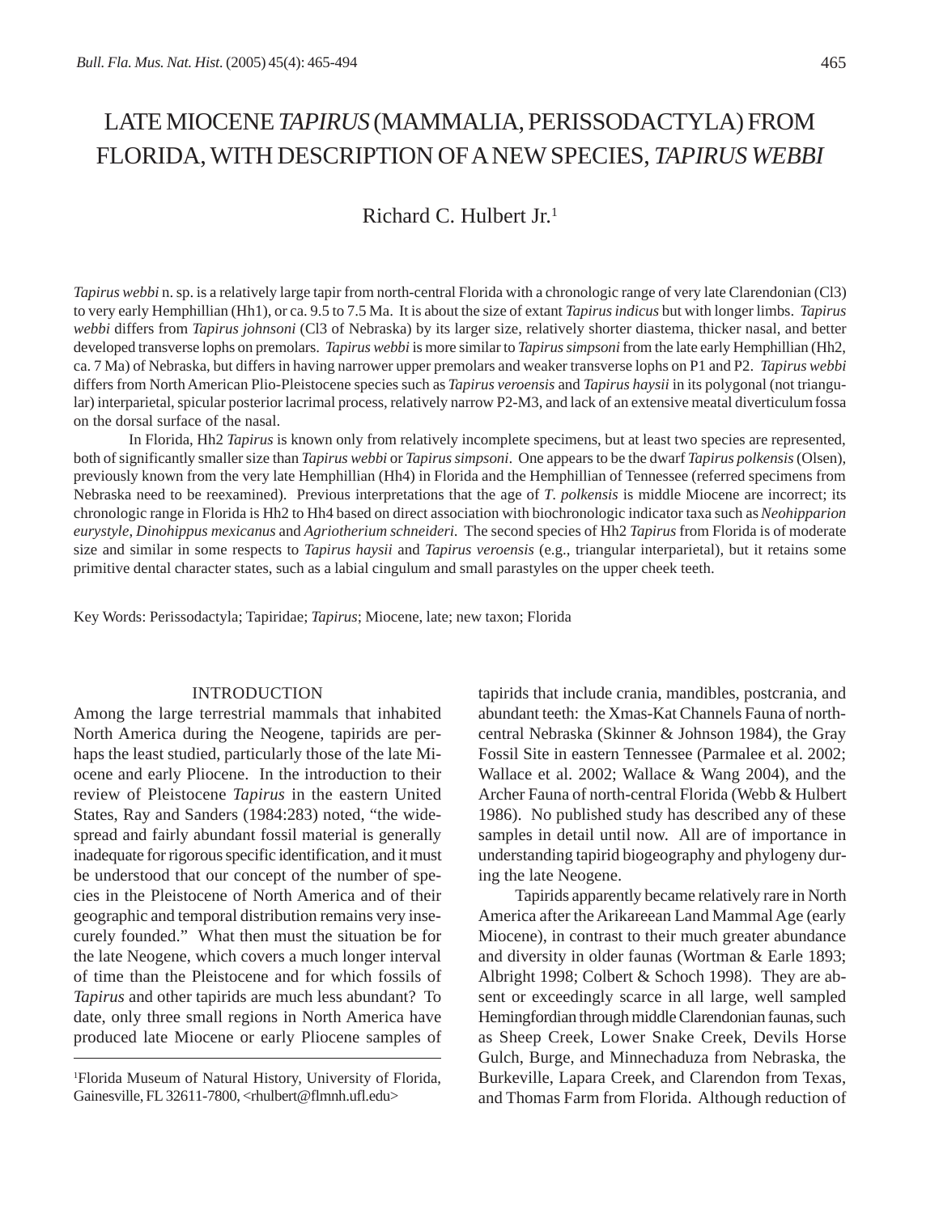# LATE MIOCENE *TAPIRUS* (MAMMALIA, PERISSODACTYLA) FROM FLORIDA, WITH DESCRIPTION OF A NEW SPECIES, *TAPIRUS WEBBI*

Richard C. Hulbert Jr.[1]

*Tapirus webbi* n. sp. is a relatively large tapir from north-central Florida with a chronologic range of very late Clarendonian (Cl3) to very early Hemphillian (Hh1), or ca. 9.5 to 7.5 Ma. It is about the size of extant *Tapirus indicus* but with longer limbs. *Tapirus webbi* differs from *Tapirus johnsoni* (Cl3 of Nebraska) by its larger size, relatively shorter diastema, thicker nasal, and better developed transverse lophs on premolars. *Tapirus webbi* is more similar to *Tapirus simpsoni* from the late early Hemphillian (Hh2, ca. 7 Ma) of Nebraska, but differs in having narrower upper premolars and weaker transverse lophs on P1 and P2. *Tapirus webbi* differs from North American Plio-Pleistocene species such as *Tapirus veroensis* and *Tapirus haysii* in its polygonal (not triangular) interparietal, spicular posterior lacrimal process, relatively narrow P2-M3, and lack of an extensive meatal diverticulum fossa on the dorsal surface of the nasal.

In Florida, Hh2 *Tapirus* is known only from relatively incomplete specimens, but at least two species are represented, both of significantly smaller size than *Tapirus webbi* or *Tapirus simpsoni*. One appears to be the dwarf *Tapirus polkensis* (Olsen), previously known from the very late Hemphillian (Hh4) in Florida and the Hemphillian of Tennessee (referred specimens from Nebraska need to be reexamined). Previous interpretations that the age of *T. polkensis* is middle Miocene are incorrect; its chronologic range in Florida is Hh2 to Hh4 based on direct association with biochronologic indicator taxa such as *Neohipparion eurystyle*, *Dinohippus mexicanus* and *Agriotherium schneideri*. The second species of Hh2 *Tapirus* from Florida is of moderate size and similar in some respects to *Tapirus haysii* and *Tapirus veroensis* (e.g., triangular interparietal), but it retains some primitive dental character states, such as a labial cingulum and small parastyles on the upper cheek teeth.

Key Words: Perissodactyla; Tapiridae; *Tapirus*; Miocene, late; new taxon; Florida

## INTRODUCTION

Among the large terrestrial mammals that inhabited North America during the Neogene, tapirids are perhaps the least studied, particularly those of the late Miocene and early Pliocene. In the introduction to their review of Pleistocene *Tapirus* in the eastern United States, Ray and Sanders (1984:283) noted, "the widespread and fairly abundant fossil material is generally inadequate for rigorous specific identification, and it must be understood that our concept of the number of species in the Pleistocene of North America and of their geographic and temporal distribution remains very insecurely founded." What then must the situation be for the late Neogene, which covers a much longer interval of time than the Pleistocene and for which fossils of *Tapirus* and other tapirids are much less abundant? To date, only three small regions in North America have produced late Miocene or early Pliocene samples of tapirids that include crania, mandibles, postcrania, and abundant teeth: the Xmas-Kat Channels Fauna of north-central Nebraska (Skinner & Johnson 1984), the Gray Fossil Site in eastern Tennessee (Parmalee et al. 2002; Wallace et al. 2002; Wallace & Wang 2004), and the Archer Fauna of north-central Florida (Webb & Hulbert 1986). No published study has described any of these samples in detail until now. All are of importance in understanding tapirid biogeography and phylogeny during the late Neogene.

Tapirids apparently became relatively rare in North America after the Arikareean Land Mammal Age (early Miocene), in contrast to their much greater abundance and diversity in older faunas (Wortman & Earle 1893; Albright 1998; Colbert & Schoch 1998). They are absent or exceedingly scarce in all large, well sampled Hemingfordian through middle Clarendonian faunas, such as Sheep Creek, Lower Snake Creek, Devils Horse Gulch, Burge, and Minnechaduza from Nebraska, the Burkeville, Lapara Creek, and Clarendon from Texas, and Thomas Farm from Florida. Although reduction of

[1]Florida Museum of Natural History, University of Florida, Gainesville, FL 32611-7800, <rhulbert@flmnh.ufl.edu>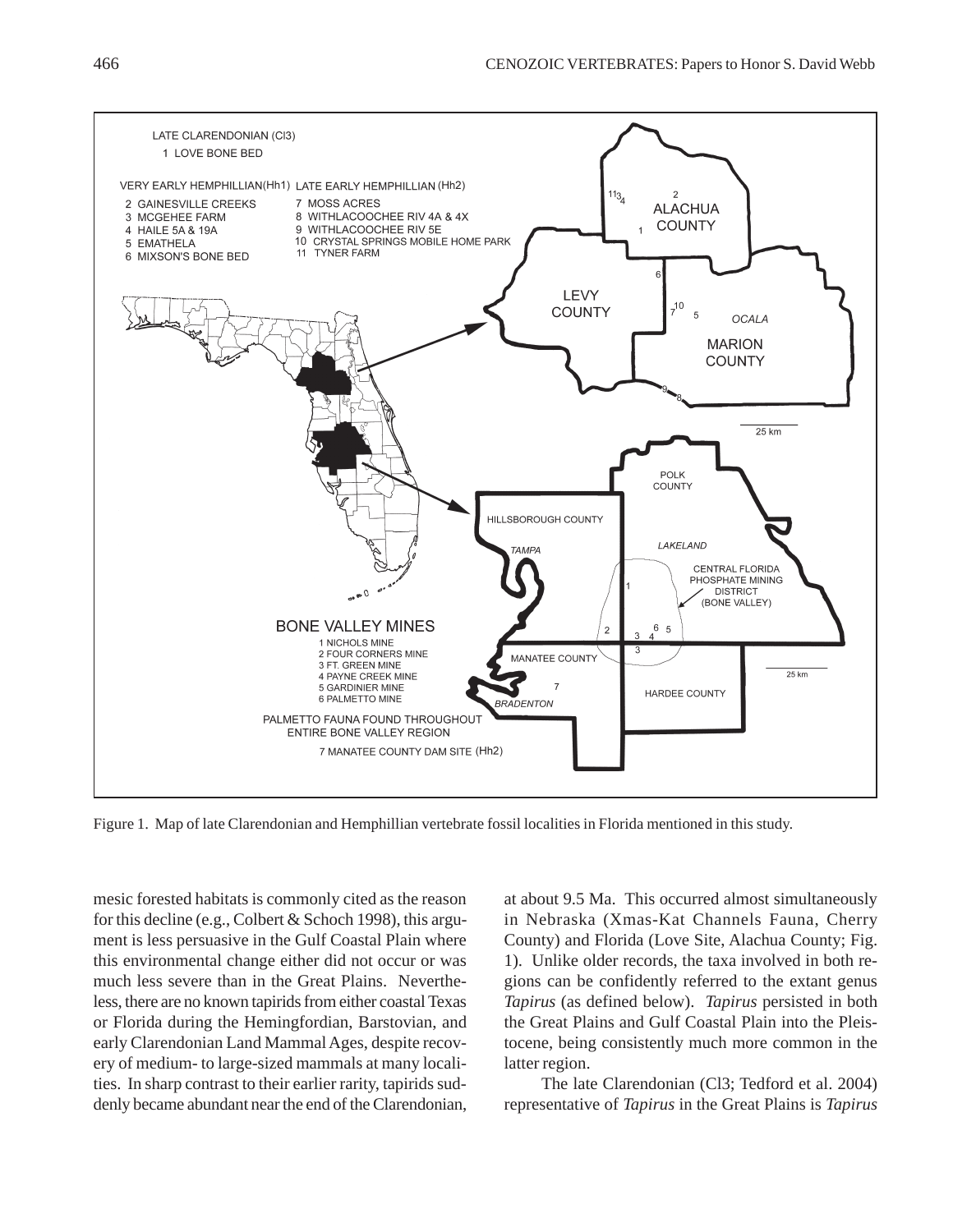Figure 1. Map of late Clarendonian and Hemphillian vertebrate fossil localities in Florida mentioned in this study.

mesic forested habitats is commonly cited as the reason for this decline (e.g., Colbert & Schoch 1998), this argument is less persuasive in the Gulf Coastal Plain where this environmental change either did not occur or was much less severe than in the Great Plains. Nevertheless, there are no known tapirids from either coastal Texas or Florida during the Hemingfordian, Barstovian, and early Clarendonian Land Mammal Ages, despite recovery of medium- to large-sized mammals at many localities. In sharp contrast to their earlier rarity, tapirids suddenly became abundant near the end of the Clarendonian, at about 9.5 Ma. This occurred almost simultaneously in Nebraska (Xmas-Kat Channels Fauna, Cherry County) and Florida (Love Site, Alachua County; Fig. 1). Unlike older records, the taxa involved in both regions can be confidently referred to the extant genus *Tapirus* (as defined below). *Tapirus* persisted in both the Great Plains and Gulf Coastal Plain into the Pleistocene, being consistently much more common in the latter region.

The late Clarendonian (Cl3; Tedford et al. 2004) representative of *Tapirus* in the Great Plains is *Tapirus*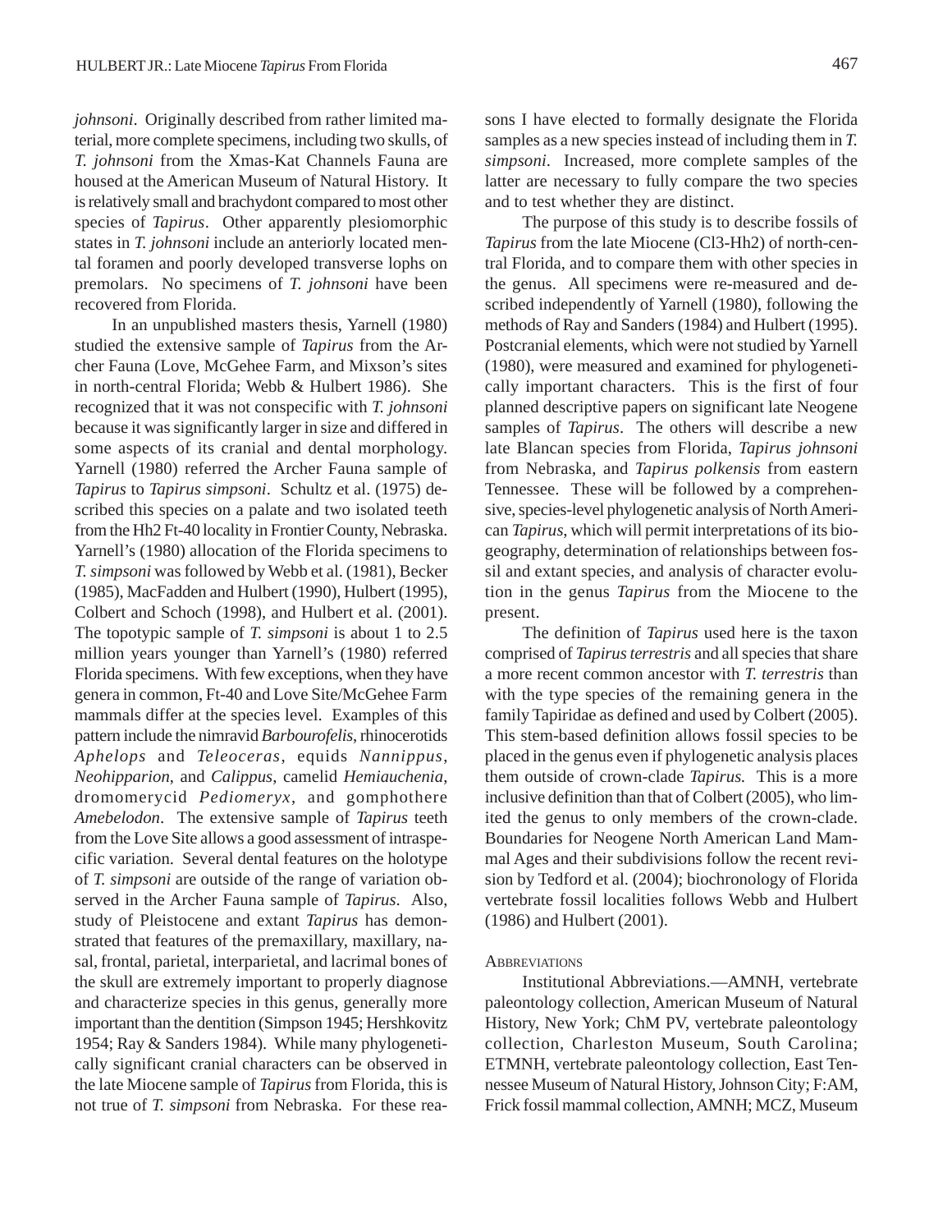*johnsoni*. Originally described from rather limited material, more complete specimens, including two skulls, of *T. johnsoni* from the Xmas-Kat Channels Fauna are housed at the American Museum of Natural History. It is relatively small and brachydont compared to most other species of *Tapirus*. Other apparently plesiomorphic states in *T. johnsoni* include an anteriorly located mental foramen and poorly developed transverse lophs on premolars. No specimens of *T. johnsoni* have been recovered from Florida.

In an unpublished masters thesis, Yarnell (1980) studied the extensive sample of *Tapirus* from the Archer Fauna (Love, McGehee Farm, and Mixson's sites in north-central Florida; Webb & Hulbert 1986). She recognized that it was not conspecific with *T. johnsoni* because it was significantly larger in size and differed in some aspects of its cranial and dental morphology. Yarnell (1980) referred the Archer Fauna sample of *Tapirus* to *Tapirus simpsoni*. Schultz et al. (1975) described this species on a palate and two isolated teeth from the Hh2 Ft-40 locality in Frontier County, Nebraska. Yarnell's (1980) allocation of the Florida specimens to *T. simpsoni* was followed by Webb et al. (1981), Becker (1985), MacFadden and Hulbert (1990), Hulbert (1995), Colbert and Schoch (1998), and Hulbert et al. (2001). The topotypic sample of *T. simpsoni* is about 1 to 2.5 million years younger than Yarnell's (1980) referred Florida specimens. With few exceptions, when they have genera in common, Ft-40 and Love Site/McGehee Farm mammals differ at the species level. Examples of this pattern include the nimravid *Barbourofelis*, rhinocerotids *Aphelops* and *Teleoceras*, equids *Nannippus*, *Neohipparion*, and *Calippus*, camelid *Hemiauchenia*, dromomerycid *Pediomeryx*, and gomphothere *Amebelodon*. The extensive sample of *Tapirus* teeth from the Love Site allows a good assessment of intraspecific variation. Several dental features on the holotype of *T. simpsoni* are outside of the range of variation observed in the Archer Fauna sample of *Tapirus*. Also, study of Pleistocene and extant *Tapirus* has demonstrated that features of the premaxillary, maxillary, nasal, frontal, parietal, interparietal, and lacrimal bones of the skull are extremely important to properly diagnose and characterize species in this genus, generally more important than the dentition (Simpson 1945; Hershkovitz 1954; Ray & Sanders 1984). While many phylogenetically significant cranial characters can be observed in the late Miocene sample of *Tapirus* from Florida, this is not true of *T. simpsoni* from Nebraska. For these reasons I have elected to formally designate the Florida samples as a new species instead of including them in *T. simpsoni*. Increased, more complete samples of the latter are necessary to fully compare the two species and to test whether they are distinct.

The purpose of this study is to describe fossils of *Tapirus* from the late Miocene (Cl3-Hh2) of north-central Florida, and to compare them with other species in the genus. All specimens were re-measured and described independently of Yarnell (1980), following the methods of Ray and Sanders (1984) and Hulbert (1995). Postcranial elements, which were not studied by Yarnell (1980), were measured and examined for phylogenetically important characters. This is the first of four planned descriptive papers on significant late Neogene samples of *Tapirus*. The others will describe a new late Blancan species from Florida, *Tapirus johnsoni* from Nebraska, and *Tapirus polkensis* from eastern Tennessee. These will be followed by a comprehensive, species-level phylogenetic analysis of North American *Tapirus*, which will permit interpretations of its biogeography, determination of relationships between fossil and extant species, and analysis of character evolution in the genus *Tapirus* from the Miocene to the present.

The definition of *Tapirus* used here is the taxon comprised of *Tapirus terrestris* and all species that share a more recent common ancestor with *T. terrestris* than with the type species of the remaining genera in the family Tapiridae as defined and used by Colbert (2005). This stem-based definition allows fossil species to be placed in the genus even if phylogenetic analysis places them outside of crown-clade *Tapirus.* This is a more inclusive definition than that of Colbert (2005), who limited the genus to only members of the crown-clade. Boundaries for Neogene North American Land Mammal Ages and their subdivisions follow the recent revision by Tedford et al. (2004); biochronology of Florida vertebrate fossil localities follows Webb and Hulbert (1986) and Hulbert (2001).

## Abbreviations

Institutional Abbreviations.—AMNH, vertebrate paleontology collection, American Museum of Natural History, New York; ChM PV, vertebrate paleontology collection, Charleston Museum, South Carolina; ETMNH, vertebrate paleontology collection, East Tennessee Museum of Natural History, Johnson City; F:AM, Frick fossil mammal collection, AMNH; MCZ, Museum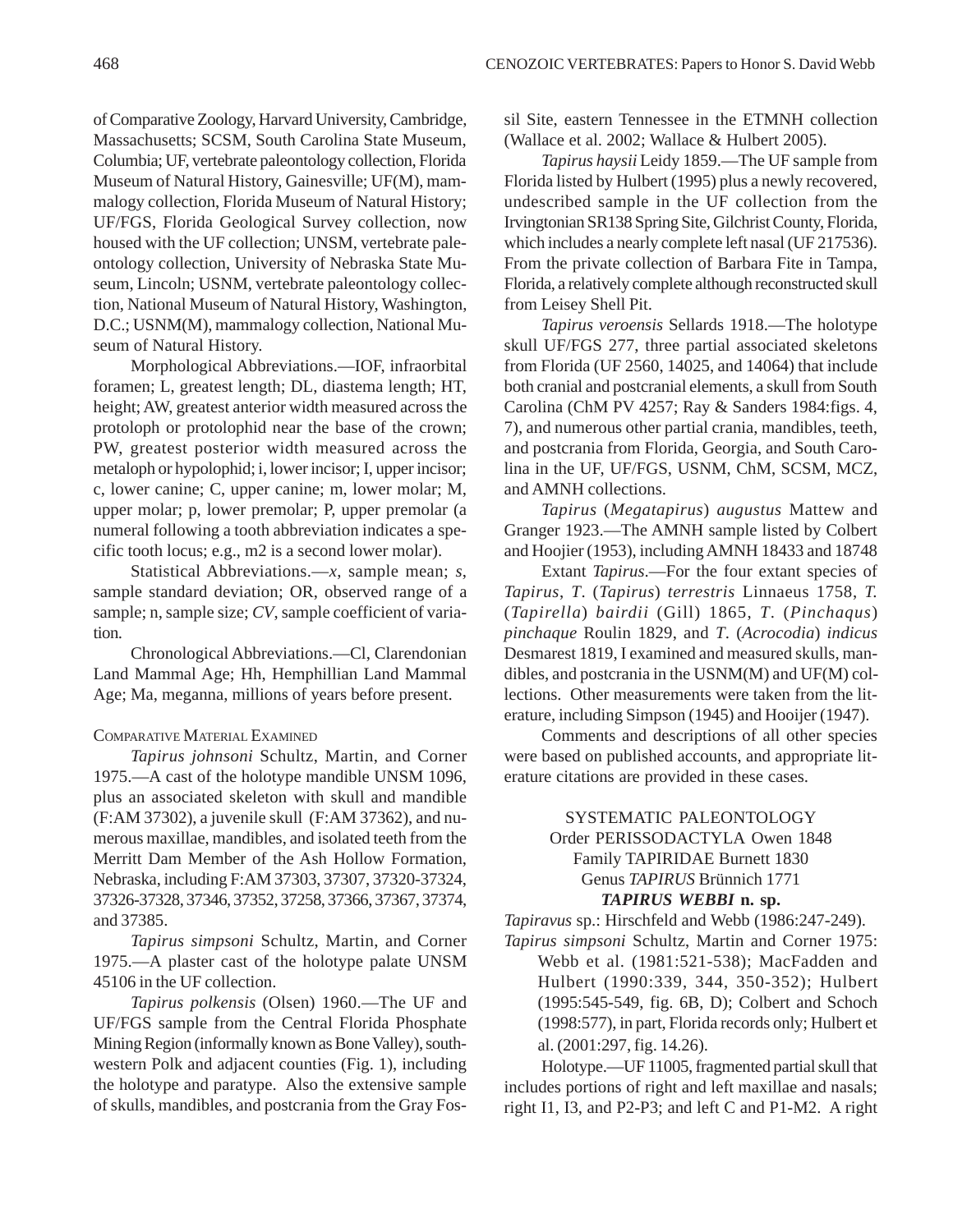of Comparative Zoology, Harvard University, Cambridge, Massachusetts; SCSM, South Carolina State Museum, Columbia; UF, vertebrate paleontology collection, Florida Museum of Natural History, Gainesville; UF(M), mammalogy collection, Florida Museum of Natural History; UF/FGS, Florida Geological Survey collection, now housed with the UF collection; UNSM, vertebrate paleontology collection, University of Nebraska State Museum, Lincoln; USNM, vertebrate paleontology collection, National Museum of Natural History, Washington, D.C.; USNM(M), mammalogy collection, National Museum of Natural History.

Morphological Abbreviations.—IOF, infraorbital foramen; L, greatest length; DL, diastema length; HT, height; AW, greatest anterior width measured across the protoloph or protolophid near the base of the crown; PW, greatest posterior width measured across the metaloph or hypolophid; i, lower incisor; I, upper incisor; c, lower canine; C, upper canine; m, lower molar; M, upper molar; p, lower premolar; P, upper premolar (a numeral following a tooth abbreviation indicates a specific tooth locus; e.g., m2 is a second lower molar).

Statistical Abbreviations.—*x*, sample mean; *s*, sample standard deviation; OR, observed range of a sample; n, sample size; *CV*, sample coefficient of variation.

Chronological Abbreviations.—Cl, Clarendonian Land Mammal Age; Hh, Hemphillian Land Mammal Age; Ma, meganna, millions of years before present.

### Comparative Material Examined

*Tapirus johnsoni* Schultz, Martin, and Corner 1975.—A cast of the holotype mandible UNSM 1096, plus an associated skeleton with skull and mandible (F:AM 37302), a juvenile skull (F:AM 37362), and numerous maxillae, mandibles, and isolated teeth from the Merritt Dam Member of the Ash Hollow Formation, Nebraska, including F:AM 37303, 37307, 37320-37324, 37326-37328, 37346, 37352, 37258, 37366, 37367, 37374, and 37385.

*Tapirus simpsoni* Schultz, Martin, and Corner 1975.—A plaster cast of the holotype palate UNSM 45106 in the UF collection.

*Tapirus polkensis* (Olsen) 1960.—The UF and UF/FGS sample from the Central Florida Phosphate Mining Region (informally known as Bone Valley), southwestern Polk and adjacent counties (Fig. 1), including the holotype and paratype. Also the extensive sample of skulls, mandibles, and postcrania from the Gray Fossil Site, eastern Tennessee in the ETMNH collection (Wallace et al. 2002; Wallace & Hulbert 2005).

*Tapirus haysii* Leidy 1859.—The UF sample from Florida listed by Hulbert (1995) plus a newly recovered, undescribed sample in the UF collection from the Irvingtonian SR138 Spring Site, Gilchrist County, Florida, which includes a nearly complete left nasal (UF 217536). From the private collection of Barbara Fite in Tampa, Florida, a relatively complete although reconstructed skull from Leisey Shell Pit.

*Tapirus veroensis* Sellards 1918.—The holotype skull UF/FGS 277, three partial associated skeletons from Florida (UF 2560, 14025, and 14064) that include both cranial and postcranial elements, a skull from South Carolina (ChM PV 4257; Ray & Sanders 1984:figs. 4, 7), and numerous other partial crania, mandibles, teeth, and postcrania from Florida, Georgia, and South Carolina in the UF, UF/FGS, USNM, ChM, SCSM, MCZ, and AMNH collections.

*Tapirus* (*Megatapirus*) *augustus* Mattew and Granger 1923.—The AMNH sample listed by Colbert and Hoojier (1953), including AMNH 18433 and 18748

Extant *Tapirus*.—For the four extant species of *Tapirus*, *T*. (*Tapirus*) *terrestris* Linnaeus 1758, *T.* (*Tapirella*) *bairdii* (Gill) 1865, *T*. (*Pinchaqus*) *pinchaque* Roulin 1829, and *T*. (*Acrocodia*) *indicus* Desmarest 1819, I examined and measured skulls, mandibles, and postcrania in the USNM(M) and UF(M) collections. Other measurements were taken from the literature, including Simpson (1945) and Hooijer (1947).

Comments and descriptions of all other species were based on published accounts, and appropriate literature citations are provided in these cases.

## SYSTEMATIC PALEONTOLOGY

Order PERISSODACTYLA Owen 1848
Family TAPIRIDAE Burnett 1830
Genus *TAPIRUS* Brünnich 1771

### *TAPIRUS WEBBI* n. sp.

*Tapiravus* sp.: Hirschfeld and Webb (1986:247-249).

*Tapirus simpsoni* Schultz, Martin and Corner 1975: Webb et al. (1981:521-538); MacFadden and Hulbert (1990:339, 344, 350-352); Hulbert (1995:545-549, fig. 6B, D); Colbert and Schoch (1998:577), in part, Florida records only; Hulbert et al. (2001:297, fig. 14.26).

Holotype.—UF 11005, fragmented partial skull that includes portions of right and left maxillae and nasals; right I1, I3, and P2-P3; and left C and P1-M2. A right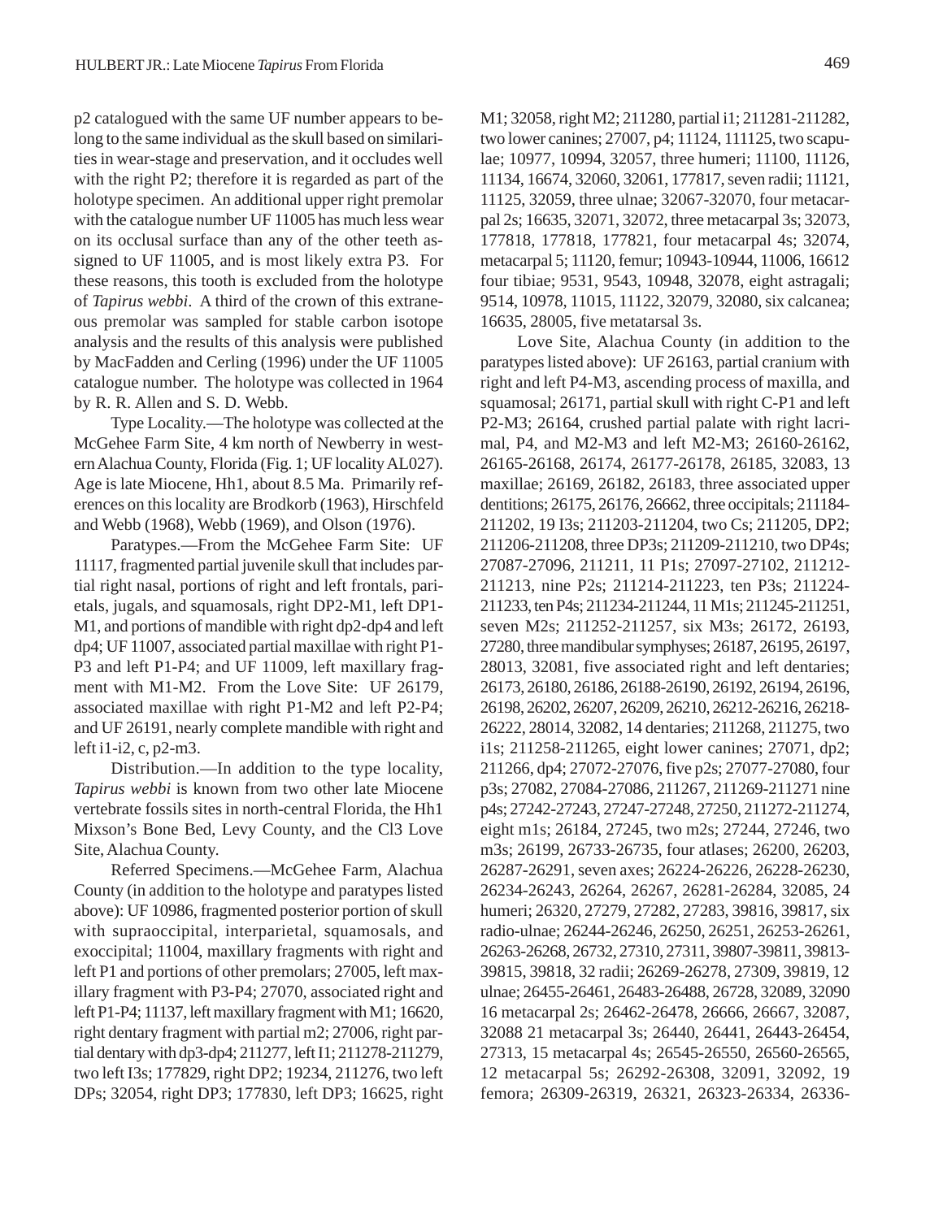p2 catalogued with the same UF number appears to belong to the same individual as the skull based on similarities in wear-stage and preservation, and it occludes well with the right P2; therefore it is regarded as part of the holotype specimen. An additional upper right premolar with the catalogue number UF 11005 has much less wear on its occlusal surface than any of the other teeth assigned to UF 11005, and is most likely extra P3. For these reasons, this tooth is excluded from the holotype of *Tapirus webbi*. A third of the crown of this extraneous premolar was sampled for stable carbon isotope analysis and the results of this analysis were published by MacFadden and Cerling (1996) under the UF 11005 catalogue number. The holotype was collected in 1964 by R. R. Allen and S. D. Webb.

Type Locality.—The holotype was collected at the McGehee Farm Site, 4 km north of Newberry in western Alachua County, Florida (Fig. 1; UF locality AL027). Age is late Miocene, Hh1, about 8.5 Ma. Primarily references on this locality are Brodkorb (1963), Hirschfeld and Webb (1968), Webb (1969), and Olson (1976).

Paratypes.—From the McGehee Farm Site: UF 11117, fragmented partial juvenile skull that includes partial right nasal, portions of right and left frontals, parietals, jugals, and squamosals, right DP2-M1, left DP1-M1, and portions of mandible with right dp2-dp4 and left dp4; UF 11007, associated partial maxillae with right P1-P3 and left P1-P4; and UF 11009, left maxillary fragment with M1-M2. From the Love Site: UF 26179, associated maxillae with right P1-M2 and left P2-P4; and UF 26191, nearly complete mandible with right and left i1-i2, c, p2-m3.

Distribution.—In addition to the type locality, *Tapirus webbi* is known from two other late Miocene vertebrate fossils sites in north-central Florida, the Hh1 Mixson's Bone Bed, Levy County, and the Cl3 Love Site, Alachua County.

Referred Specimens.—McGehee Farm, Alachua County (in addition to the holotype and paratypes listed above): UF 10986, fragmented posterior portion of skull with supraoccipital, interparietal, squamosals, and exoccipital; 11004, maxillary fragments with right and left P1 and portions of other premolars; 27005, left maxillary fragment with P3-P4; 27070, associated right and left P1-P4; 11137, left maxillary fragment with M1; 16620, right dentary fragment with partial m2; 27006, right partial dentary with dp3-dp4; 211277, left I1; 211278-211279, two left I3s; 177829, right DP2; 19234, 211276, two left DPs; 32054, right DP3; 177830, left DP3; 16625, right M1; 32058, right M2; 211280, partial i1; 211281-211282, two lower canines; 27007, p4; 11124, 111125, two scapulae; 10977, 10994, 32057, three humeri; 11100, 11126, 11134, 16674, 32060, 32061, 177817, seven radii; 11121, 11125, 32059, three ulnae; 32067-32070, four metacarpal 2s; 16635, 32071, 32072, three metacarpal 3s; 32073, 177818, 177818, 177821, four metacarpal 4s; 32074, metacarpal 5; 11120, femur; 10943-10944, 11006, 16612 four tibiae; 9531, 9543, 10948, 32078, eight astragali; 9514, 10978, 11015, 11122, 32079, 32080, six calcanea; 16635, 28005, five metatarsal 3s.

Love Site, Alachua County (in addition to the paratypes listed above): UF 26163, partial cranium with right and left P4-M3, ascending process of maxilla, and squamosal; 26171, partial skull with right C-P1 and left P2-M3; 26164, crushed partial palate with right lacrimal, P4, and M2-M3 and left M2-M3; 26160-26162, 26165-26168, 26174, 26177-26178, 26185, 32083, 13 maxillae; 26169, 26182, 26183, three associated upper dentitions; 26175, 26176, 26662, three occipitals; 211184-211202, 19 I3s; 211203-211204, two Cs; 211205, DP2; 211206-211208, three DP3s; 211209-211210, two DP4s; 27087-27096, 211211, 11 P1s; 27097-27102, 211212-211213, nine P2s; 211214-211223, ten P3s; 211224-211233, ten P4s; 211234-211244, 11 M1s; 211245-211251, seven M2s; 211252-211257, six M3s; 26172, 26193, 27280, three mandibular symphyses; 26187, 26195, 26197, 28013, 32081, five associated right and left dentaries; 26173, 26180, 26186, 26188-26190, 26192, 26194, 26196, 26198, 26202, 26207, 26209, 26210, 26212-26216, 26218-26222, 28014, 32082, 14 dentaries; 211268, 211275, two i1s; 211258-211265, eight lower canines; 27071, dp2; 211266, dp4; 27072-27076, five p2s; 27077-27080, four p3s; 27082, 27084-27086, 211267, 211269-211271 nine p4s; 27242-27243, 27247-27248, 27250, 211272-211274, eight m1s; 26184, 27245, two m2s; 27244, 27246, two m3s; 26199, 26733-26735, four atlases; 26200, 26203, 26287-26291, seven axes; 26224-26226, 26228-26230, 26234-26243, 26264, 26267, 26281-26284, 32085, 24 humeri; 26320, 27279, 27282, 27283, 39816, 39817, six radio-ulnae; 26244-26246, 26250, 26251, 26253-26261, 26263-26268, 26732, 27310, 27311, 39807-39811, 39813-39815, 39818, 32 radii; 26269-26278, 27309, 39819, 12 ulnae; 26455-26461, 26483-26488, 26728, 32089, 32090 16 metacarpal 2s; 26462-26478, 26666, 26667, 32087, 32088 21 metacarpal 3s; 26440, 26441, 26443-26454, 27313, 15 metacarpal 4s; 26545-26550, 26560-26565, 12 metacarpal 5s; 26292-26308, 32091, 32092, 19 femora; 26309-26319, 26321, 26323-26334, 26336-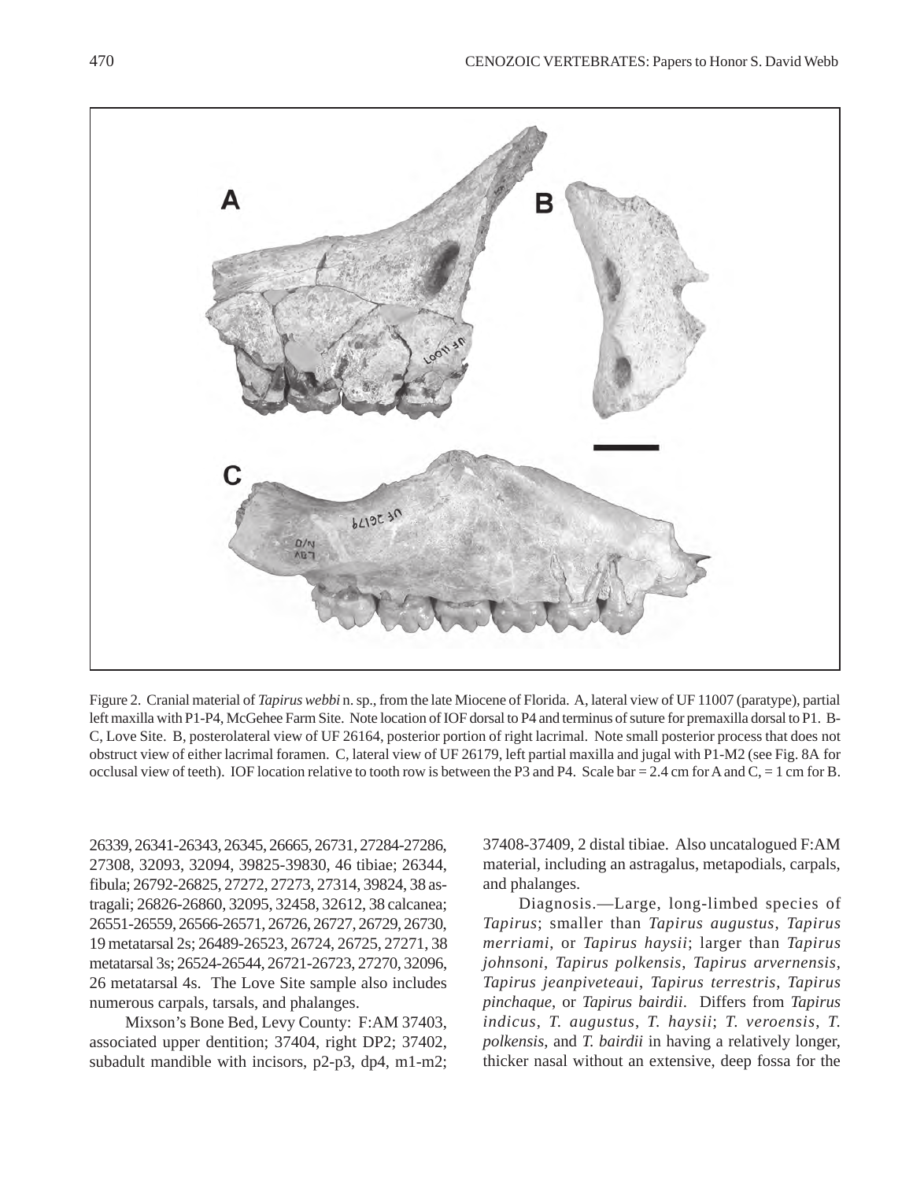Figure 2. Cranial material of *Tapirus webbi* n. sp., from the late Miocene of Florida. A, lateral view of UF 11007 (paratype), partial left maxilla with P1-P4, McGehee Farm Site. Note location of IOF dorsal to P4 and terminus of suture for premaxilla dorsal to P1. B-C, Love Site. B, posterolateral view of UF 26164, posterior portion of right lacrimal. Note small posterior process that does not obstruct view of either lacrimal foramen. C, lateral view of UF 26179, left partial maxilla and jugal with P1-M2 (see Fig. 8A for occlusal view of teeth). IOF location relative to tooth row is between the P3 and P4. Scale bar = 2.4 cm for A and C, = 1 cm for B.

26339, 26341-26343, 26345, 26665, 26731, 27284-27286, 27308, 32093, 32094, 39825-39830, 46 tibiae; 26344, fibula; 26792-26825, 27272, 27273, 27314, 39824, 38 astragali; 26826-26860, 32095, 32458, 32612, 38 calcanea; 26551-26559, 26566-26571, 26726, 26727, 26729, 26730, 19 metatarsal 2s; 26489-26523, 26724, 26725, 27271, 38 metatarsal 3s; 26524-26544, 26721-26723, 27270, 32096, 26 metatarsal 4s. The Love Site sample also includes numerous carpals, tarsals, and phalanges.

Mixson's Bone Bed, Levy County: F:AM 37403, associated upper dentition; 37404, right DP2; 37402, subadult mandible with incisors, p2-p3, dp4, m1-m2; 37408-37409, 2 distal tibiae. Also uncatalogued F:AM material, including an astragalus, metapodials, carpals, and phalanges.

Diagnosis.—Large, long-limbed species of *Tapirus*; smaller than *Tapirus augustus*, *Tapirus merriami*, or *Tapirus haysii*; larger than *Tapirus johnsoni*, *Tapirus polkensis*, *Tapirus arvernensis*, *Tapirus jeanpiveteaui*, *Tapirus terrestris*, *Tapirus pinchaque*, or *Tapirus bairdii*. Differs from *Tapirus indicus*, *T. augustus*, *T. haysii*; *T. veroensis*, *T. polkensis*, and *T. bairdii* in having a relatively longer, thicker nasal without an extensive, deep fossa for the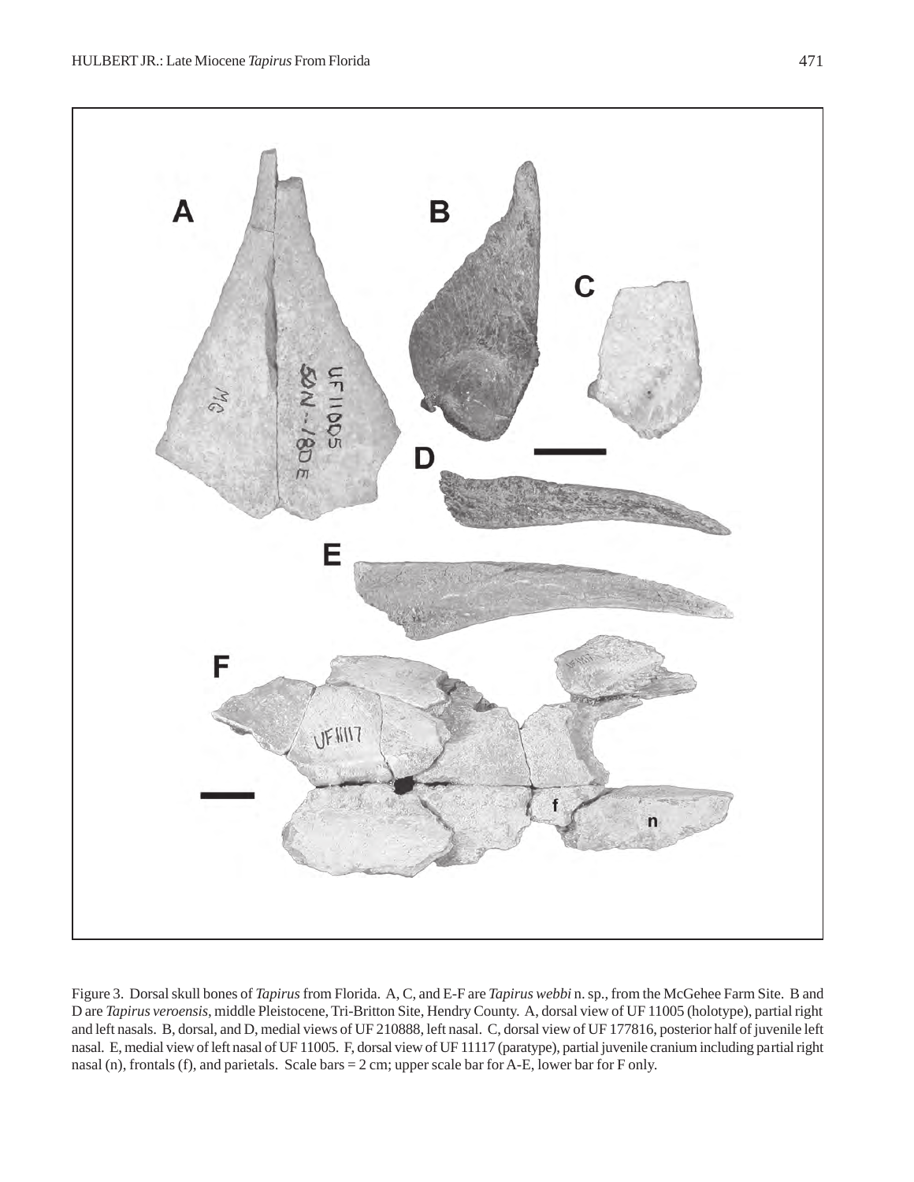Figure 3. Dorsal skull bones of *Tapirus* from Florida. A, C, and E-F are *Tapirus webbi* n. sp., from the McGehee Farm Site. B and D are *Tapirus veroensis*, middle Pleistocene, Tri-Britton Site, Hendry County. A, dorsal view of UF 11005 (holotype), partial right and left nasals. B, dorsal, and D, medial views of UF 210888, left nasal. C, dorsal view of UF 177816, posterior half of juvenile left nasal. E, medial view of left nasal of UF 11005. F, dorsal view of UF 11117 (paratype), partial juvenile cranium including partial right nasal (n), frontals (f), and parietals. Scale bars = 2 cm; upper scale bar for A-E, lower bar for F only.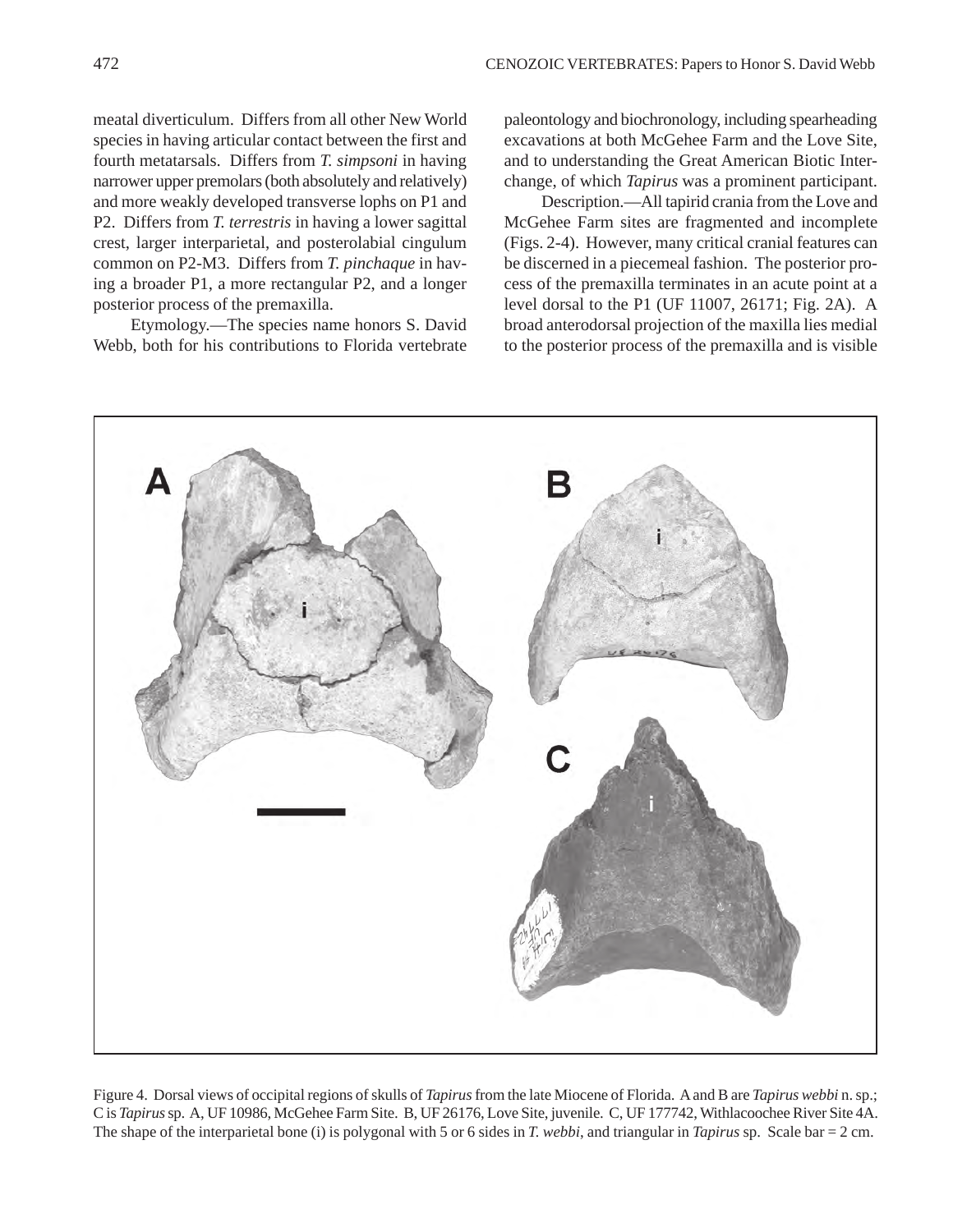meatal diverticulum. Differs from all other New World species in having articular contact between the first and fourth metatarsals. Differs from *T. simpsoni* in having narrower upper premolars (both absolutely and relatively) and more weakly developed transverse lophs on P1 and P2. Differs from *T. terrestris* in having a lower sagittal crest, larger interparietal, and posterolabial cingulum common on P2-M3. Differs from *T. pinchaque* in having a broader P1, a more rectangular P2, and a longer posterior process of the premaxilla.

Etymology.—The species name honors S. David Webb, both for his contributions to Florida vertebrate paleontology and biochronology, including spearheading excavations at both McGehee Farm and the Love Site, and to understanding the Great American Biotic Interchange, of which *Tapirus* was a prominent participant.

Description.—All tapirid crania from the Love and McGehee Farm sites are fragmented and incomplete (Figs. 2-4). However, many critical cranial features can be discerned in a piecemeal fashion. The posterior process of the premaxilla terminates in an acute point at a level dorsal to the P1 (UF 11007, 26171; Fig. 2A). A broad anterodorsal projection of the maxilla lies medial to the posterior process of the premaxilla and is visible

Figure 4. Dorsal views of occipital regions of skulls of *Tapirus* from the late Miocene of Florida. A and B are *Tapirus webbi* n. sp.; C is *Tapirus* sp. A, UF 10986, McGehee Farm Site. B, UF 26176, Love Site, juvenile. C, UF 177742, Withlacoochee River Site 4A. The shape of the interparietal bone (i) is polygonal with 5 or 6 sides in *T. webbi*, and triangular in *Tapirus* sp. Scale bar = 2 cm.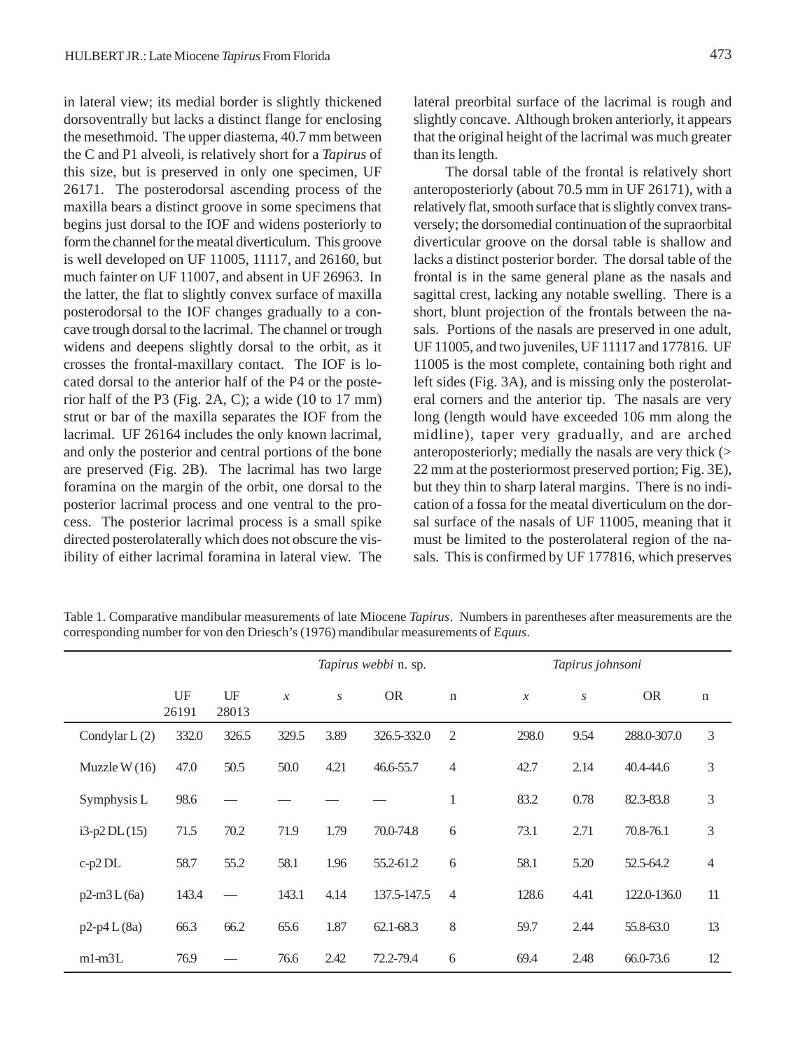in lateral view; its medial border is slightly thickened dorsoventrally but lacks a distinct flange for enclosing the mesethmoid. The upper diastema, 40.7 mm between the C and P1 alveoli, is relatively short for a *Tapirus* of this size, but is preserved in only one specimen, UF 26171. The posterodorsal ascending process of the maxilla bears a distinct groove in some specimens that begins just dorsal to the IOF and widens posteriorly to form the channel for the meatal diverticulum. This groove is well developed on UF 11005, 11117, and 26160, but much fainter on UF 11007, and absent in UF 26963. In the latter, the flat to slightly convex surface of maxilla posterodorsal to the IOF changes gradually to a concave trough dorsal to the lacrimal. The channel or trough widens and deepens slightly dorsal to the orbit, as it crosses the frontal-maxillary contact. The IOF is located dorsal to the anterior half of the P4 or the posterior half of the P3 (Fig. 2A, C); a wide (10 to 17 mm) strut or bar of the maxilla separates the IOF from the lacrimal. UF 26164 includes the only known lacrimal, and only the posterior and central portions of the bone are preserved (Fig. 2B). The lacrimal has two large foramina on the margin of the orbit, one dorsal to the posterior lacrimal process and one ventral to the process. The posterior lacrimal process is a small spike directed posterolaterally which does not obscure the visibility of either lacrimal foramina in lateral view. The lateral preorbital surface of the lacrimal is rough and slightly concave. Although broken anteriorly, it appears that the original height of the lacrimal was much greater than its length.

The dorsal table of the frontal is relatively short anteroposteriorly (about 70.5 mm in UF 26171), with a relatively flat, smooth surface that is slightly convex transversely; the dorsomedial continuation of the supraorbital diverticular groove on the dorsal table is shallow and lacks a distinct posterior border. The dorsal table of the frontal is in the same general plane as the nasals and sagittal crest, lacking any notable swelling. There is a short, blunt projection of the frontals between the nasals. Portions of the nasals are preserved in one adult, UF 11005, and two juveniles, UF 11117 and 177816. UF 11005 is the most complete, containing both right and left sides (Fig. 3A), and is missing only the posterolateral corners and the anterior tip. The nasals are very long (length would have exceeded 106 mm along the midline), taper very gradually, and are arched anteroposteriorly; medially the nasals are very thick (> 22 mm at the posteriormost preserved portion; Fig. 3E), but they thin to sharp lateral margins. There is no indication of a fossa for the meatal diverticulum on the dorsal surface of the nasals of UF 11005, meaning that it must be limited to the posterolateral region of the nasals. This is confirmed by UF 177816, which preserves

Table 1. Comparative mandibular measurements of late Miocene *Tapirus*. Numbers in parentheses after measurements are the corresponding number for von den Driesch's (1976) mandibular measurements of *Equus*.

| | | | *Tapirus webbi* n. sp. | | | | *Tapirus johnsoni* | | | |
|---|---|---|---|---|---|---|---|---|---|---|
| | UF 26191 | UF 28013 | *x* | *s* | OR | n | *x* | *s* | OR | n |
| Condylar L (2) | 332.0 | 326.5 | 329.5 | 3.89 | 326.5-332.0 | 2 | 298.0 | 9.54 | 288.0-307.0 | 3 |
| Muzzle W (16) | 47.0 | 50.5 | 50.0 | 4.21 | 46.6-55.7 | 4 | 42.7 | 2.14 | 40.4-44.6 | 3 |
| Symphysis L | 98.6 | — | — | — | — | 1 | 83.2 | 0.78 | 82.3-83.8 | 3 |
| i3-p2 DL (15) | 71.5 | 70.2 | 71.9 | 1.79 | 70.0-74.8 | 6 | 73.1 | 2.71 | 70.8-76.1 | 3 |
| c-p2 DL | 58.7 | 55.2 | 58.1 | 1.96 | 55.2-61.2 | 6 | 58.1 | 5.20 | 52.5-64.2 | 4 |
| p2-m3 L (6a) | 143.4 | — | 143.1 | 4.14 | 137.5-147.5 | 4 | 128.6 | 4.41 | 122.0-136.0 | 11 |
| p2-p4 L (8a) | 66.3 | 66.2 | 65.6 | 1.87 | 62.1-68.3 | 8 | 59.7 | 2.44 | 55.8-63.0 | 13 |
| m1-m3L | 76.9 | — | 76.6 | 2.42 | 72.2-79.4 | 6 | 69.4 | 2.48 | 66.0-73.6 | 12 |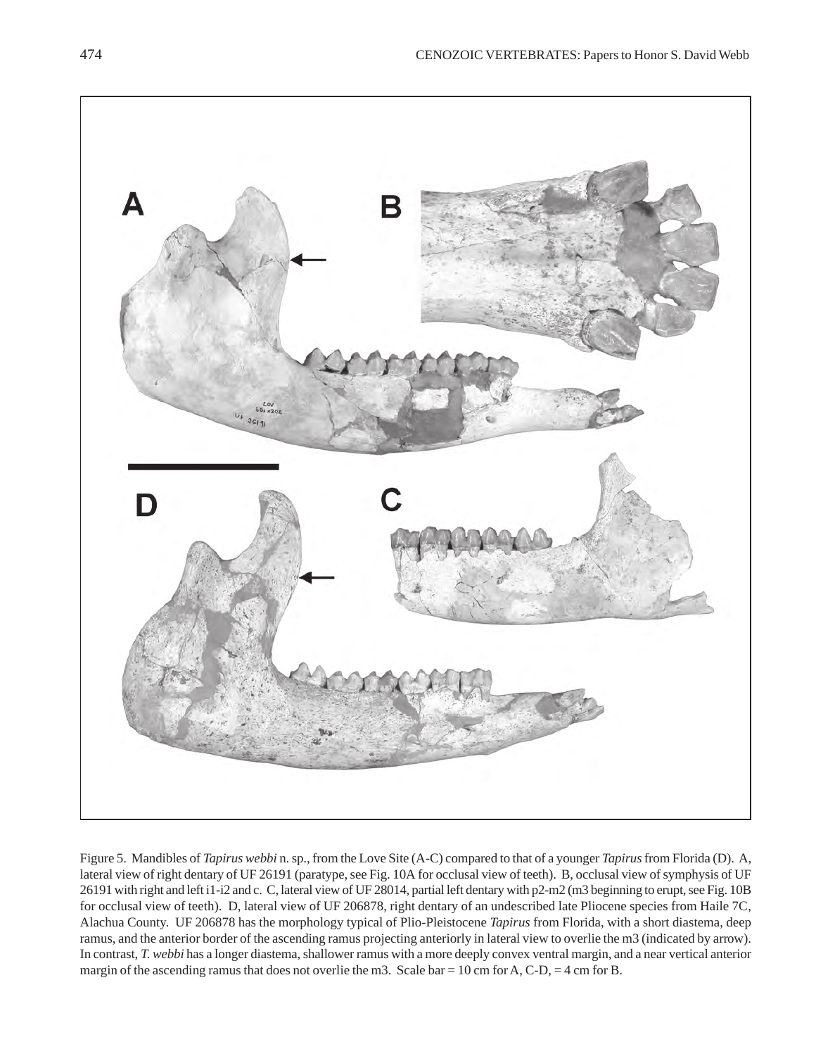Figure 5. Mandibles of *Tapirus webbi* n. sp., from the Love Site (A-C) compared to that of a younger *Tapirus* from Florida (D). A, lateral view of right dentary of UF 26191 (paratype, see Fig. 10A for occlusal view of teeth). B, occlusal view of symphysis of UF 26191 with right and left i1-i2 and c. C, lateral view of UF 28014, partial left dentary with p2-m2 (m3 beginning to erupt, see Fig. 10B for occlusal view of teeth). D, lateral view of UF 206878, right dentary of an undescribed late Pliocene species from Haile 7C, Alachua County. UF 206878 has the morphology typical of Plio-Pleistocene *Tapirus* from Florida, with a short diastema, deep ramus, and the anterior border of the ascending ramus projecting anteriorly in lateral view to overlie the m3 (indicated by arrow). In contrast, *T. webbi* has a longer diastema, shallower ramus with a more deeply convex ventral margin, and a near vertical anterior margin of the ascending ramus that does not overlie the m3. Scale bar = 10 cm for A, C-D, = 4 cm for B.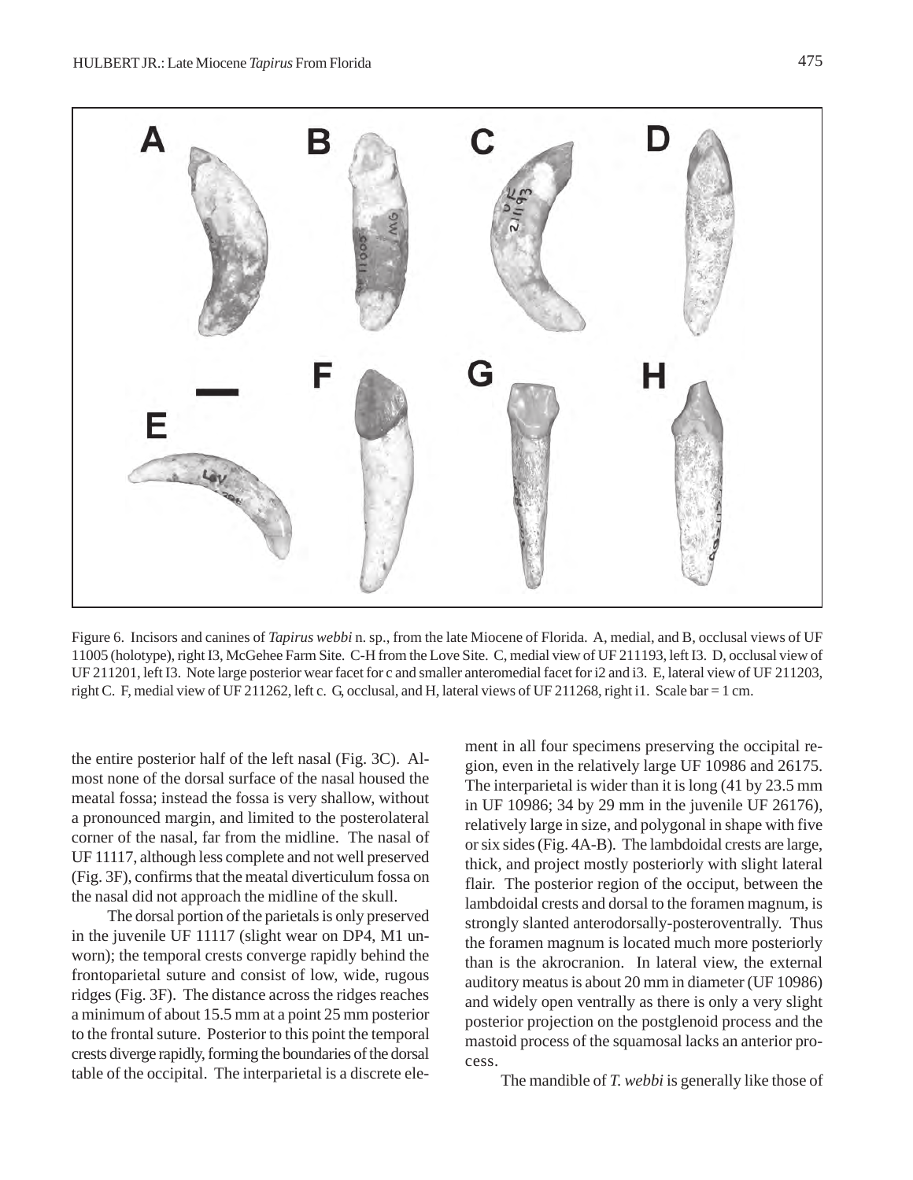Figure 6. Incisors and canines of *Tapirus webbi* n. sp., from the late Miocene of Florida. A, medial, and B, occlusal views of UF 11005 (holotype), right I3, McGehee Farm Site. C-H from the Love Site. C, medial view of UF 211193, left I3. D, occlusal view of UF 211201, left I3. Note large posterior wear facet for c and smaller anteromedial facet for i2 and i3. E, lateral view of UF 211203, right C. F, medial view of UF 211262, left c. G, occlusal, and H, lateral views of UF 211268, right i1. Scale bar = 1 cm.

the entire posterior half of the left nasal (Fig. 3C). Almost none of the dorsal surface of the nasal housed the meatal fossa; instead the fossa is very shallow, without a pronounced margin, and limited to the posterolateral corner of the nasal, far from the midline. The nasal of UF 11117, although less complete and not well preserved (Fig. 3F), confirms that the meatal diverticulum fossa on the nasal did not approach the midline of the skull.

The dorsal portion of the parietals is only preserved in the juvenile UF 11117 (slight wear on DP4, M1 unworn); the temporal crests converge rapidly behind the frontoparietal suture and consist of low, wide, rugous ridges (Fig. 3F). The distance across the ridges reaches a minimum of about 15.5 mm at a point 25 mm posterior to the frontal suture. Posterior to this point the temporal crests diverge rapidly, forming the boundaries of the dorsal table of the occipital. The interparietal is a discrete element in all four specimens preserving the occipital region, even in the relatively large UF 10986 and 26175. The interparietal is wider than it is long (41 by 23.5 mm in UF 10986; 34 by 29 mm in the juvenile UF 26176), relatively large in size, and polygonal in shape with five or six sides (Fig. 4A-B). The lambdoidal crests are large, thick, and project mostly posteriorly with slight lateral flair. The posterior region of the occiput, between the lambdoidal crests and dorsal to the foramen magnum, is strongly slanted anterodorsally-posteroventrally. Thus the foramen magnum is located much more posteriorly than is the akrocranion. In lateral view, the external auditory meatus is about 20 mm in diameter (UF 10986) and widely open ventrally as there is only a very slight posterior projection on the postglenoid process and the mastoid process of the squamosal lacks an anterior process.

The mandible of *T. webbi* is generally like those of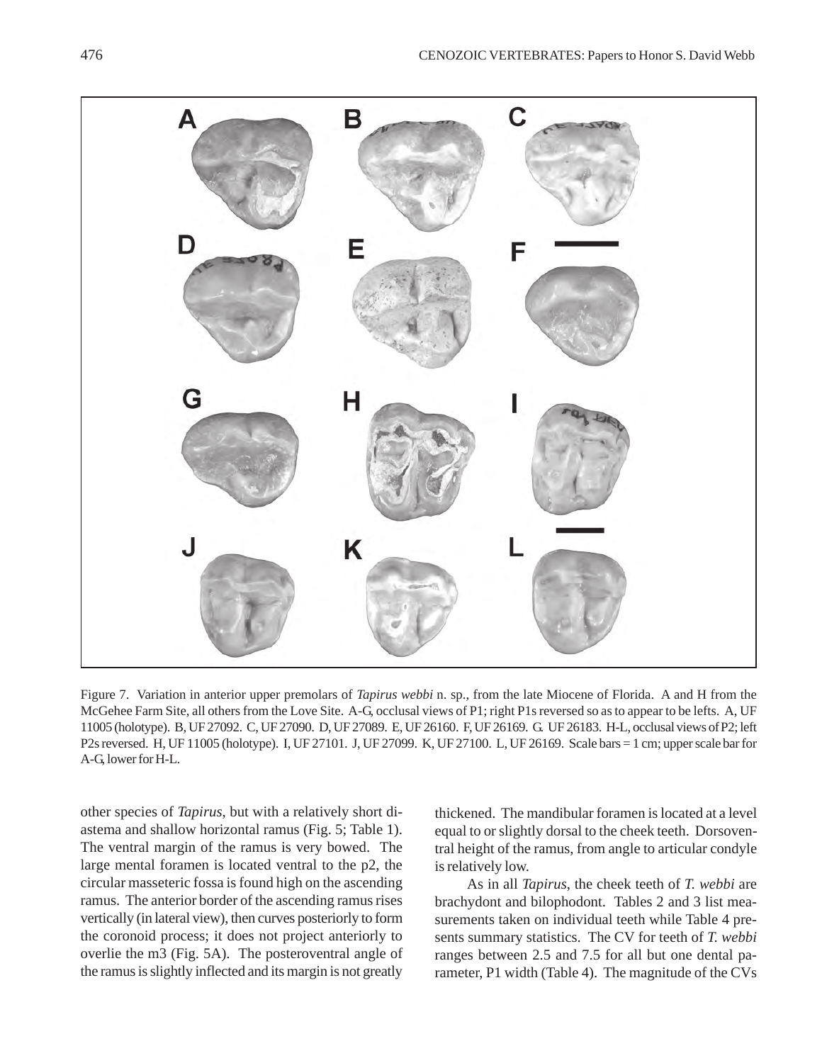Figure 7. Variation in anterior upper premolars of *Tapirus webbi* n. sp., from the late Miocene of Florida. A and H from the McGehee Farm Site, all others from the Love Site. A-G, occlusal views of P1; right P1s reversed so as to appear to be lefts. A, UF 11005 (holotype). B, UF 27092. C, UF 27090. D, UF 27089. E, UF 26160. F, UF 26169. G. UF 26183. H-L, occlusal views of P2; left P2s reversed. H, UF 11005 (holotype). I, UF 27101. J, UF 27099. K, UF 27100. L, UF 26169. Scale bars = 1 cm; upper scale bar for A-G, lower for H-L.

other species of *Tapirus*, but with a relatively short diastema and shallow horizontal ramus (Fig. 5; Table 1). The ventral margin of the ramus is very bowed. The large mental foramen is located ventral to the p2, the circular masseteric fossa is found high on the ascending ramus. The anterior border of the ascending ramus rises vertically (in lateral view), then curves posteriorly to form the coronoid process; it does not project anteriorly to overlie the m3 (Fig. 5A). The posteroventral angle of the ramus is slightly inflected and its margin is not greatly thickened. The mandibular foramen is located at a level equal to or slightly dorsal to the cheek teeth. Dorsoventral height of the ramus, from angle to articular condyle is relatively low.

As in all *Tapirus*, the cheek teeth of *T. webbi* are brachydont and bilophodont. Tables 2 and 3 list measurements taken on individual teeth while Table 4 presents summary statistics. The CV for teeth of *T. webbi* ranges between 2.5 and 7.5 for all but one dental parameter, P1 width (Table 4). The magnitude of the CVs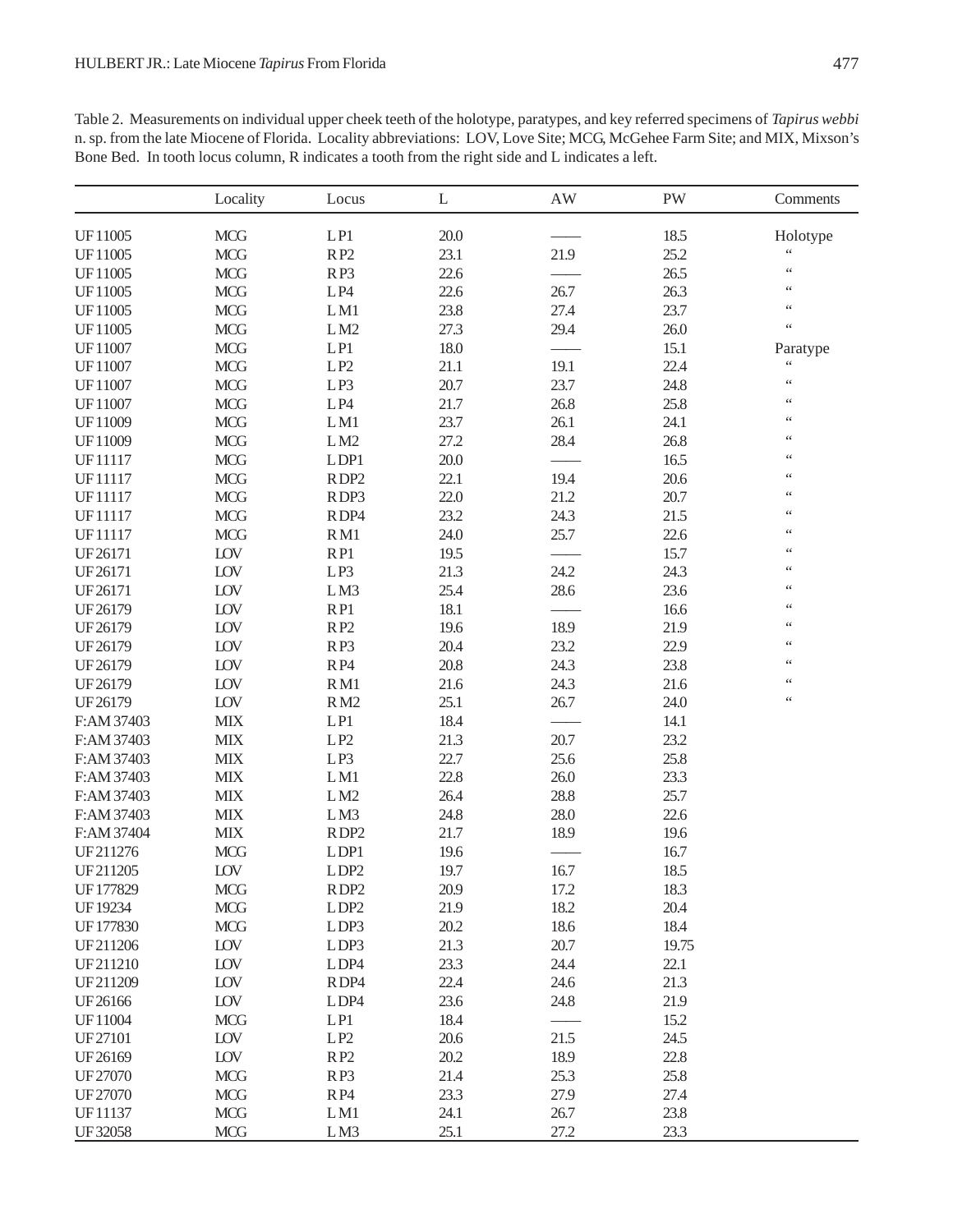Table 2. Measurements on individual upper cheek teeth of the holotype, paratypes, and key referred specimens of *Tapirus webbi* n. sp. from the late Miocene of Florida. Locality abbreviations: LOV, Love Site; MCG, McGehee Farm Site; and MIX, Mixson's Bone Bed. In tooth locus column, R indicates a tooth from the right side and L indicates a left.

| | Locality | Locus | L | AW | PW | Comments |
|---|---|---|---|---|---|---|
| UF 11005 | MCG | L P1 | 20.0 | —— | 18.5 | Holotype |
| UF 11005 | MCG | R P2 | 23.1 | 21.9 | 25.2 | " |
| UF 11005 | MCG | R P3 | 22.6 | —— | 26.5 | " |
| UF 11005 | MCG | L P4 | 22.6 | 26.7 | 26.3 | " |
| UF 11005 | MCG | L M1 | 23.8 | 27.4 | 23.7 | " |
| UF 11005 | MCG | L M2 | 27.3 | 29.4 | 26.0 | " |
| UF 11007 | MCG | L P1 | 18.0 | —— | 15.1 | Paratype |
| UF 11007 | MCG | L P2 | 21.1 | 19.1 | 22.4 | " |
| UF 11007 | MCG | L P3 | 20.7 | 23.7 | 24.8 | " |
| UF 11007 | MCG | L P4 | 21.7 | 26.8 | 25.8 | " |
| UF 11009 | MCG | L M1 | 23.7 | 26.1 | 24.1 | " |
| UF 11009 | MCG | L M2 | 27.2 | 28.4 | 26.8 | " |
| UF 11117 | MCG | L DP1 | 20.0 | —— | 16.5 | " |
| UF 11117 | MCG | R DP2 | 22.1 | 19.4 | 20.6 | " |
| UF 11117 | MCG | R DP3 | 22.0 | 21.2 | 20.7 | " |
| UF 11117 | MCG | R DP4 | 23.2 | 24.3 | 21.5 | " |
| UF 11117 | MCG | R M1 | 24.0 | 25.7 | 22.6 | " |
| UF 26171 | LOV | R P1 | 19.5 | —— | 15.7 | " |
| UF 26171 | LOV | L P3 | 21.3 | 24.2 | 24.3 | " |
| UF 26171 | LOV | L M3 | 25.4 | 28.6 | 23.6 | " |
| UF 26179 | LOV | R P1 | 18.1 | —— | 16.6 | " |
| UF 26179 | LOV | R P2 | 19.6 | 18.9 | 21.9 | " |
| UF 26179 | LOV | R P3 | 20.4 | 23.2 | 22.9 | " |
| UF 26179 | LOV | R P4 | 20.8 | 24.3 | 23.8 | " |
| UF 26179 | LOV | R M1 | 21.6 | 24.3 | 21.6 | " |
| UF 26179 | LOV | R M2 | 25.1 | 26.7 | 24.0 | " |
| F:AM 37403 | MIX | L P1 | 18.4 | —— | 14.1 | |
| F:AM 37403 | MIX | L P2 | 21.3 | 20.7 | 23.2 | |
| F:AM 37403 | MIX | L P3 | 22.7 | 25.6 | 25.8 | |
| F:AM 37403 | MIX | L M1 | 22.8 | 26.0 | 23.3 | |
| F:AM 37403 | MIX | L M2 | 26.4 | 28.8 | 25.7 | |
| F:AM 37403 | MIX | L M3 | 24.8 | 28.0 | 22.6 | |
| F:AM 37404 | MIX | R DP2 | 21.7 | 18.9 | 19.6 | |
| UF 211276 | MCG | L DP1 | 19.6 | —— | 16.7 | |
| UF 211205 | LOV | L DP2 | 19.7 | 16.7 | 18.5 | |
| UF 177829 | MCG | R DP2 | 20.9 | 17.2 | 18.3 | |
| UF 19234 | MCG | L DP2 | 21.9 | 18.2 | 20.4 | |
| UF 177830 | MCG | L DP3 | 20.2 | 18.6 | 18.4 | |
| UF 211206 | LOV | L DP3 | 21.3 | 20.7 | 19.75 | |
| UF 211210 | LOV | L DP4 | 23.3 | 24.4 | 22.1 | |
| UF 211209 | LOV | R DP4 | 22.4 | 24.6 | 21.3 | |
| UF 26166 | LOV | L DP4 | 23.6 | 24.8 | 21.9 | |
| UF 11004 | MCG | L P1 | 18.4 | —— | 15.2 | |
| UF 27101 | LOV | L P2 | 20.6 | 21.5 | 24.5 | |
| UF 26169 | LOV | R P2 | 20.2 | 18.9 | 22.8 | |
| UF 27070 | MCG | R P3 | 21.4 | 25.3 | 25.8 | |
| UF 27070 | MCG | R P4 | 23.3 | 27.9 | 27.4 | |
| UF 11137 | MCG | L M1 | 24.1 | 26.7 | 23.8 | |
| UF 32058 | MCG | L M3 | 25.1 | 27.2 | 23.3 | |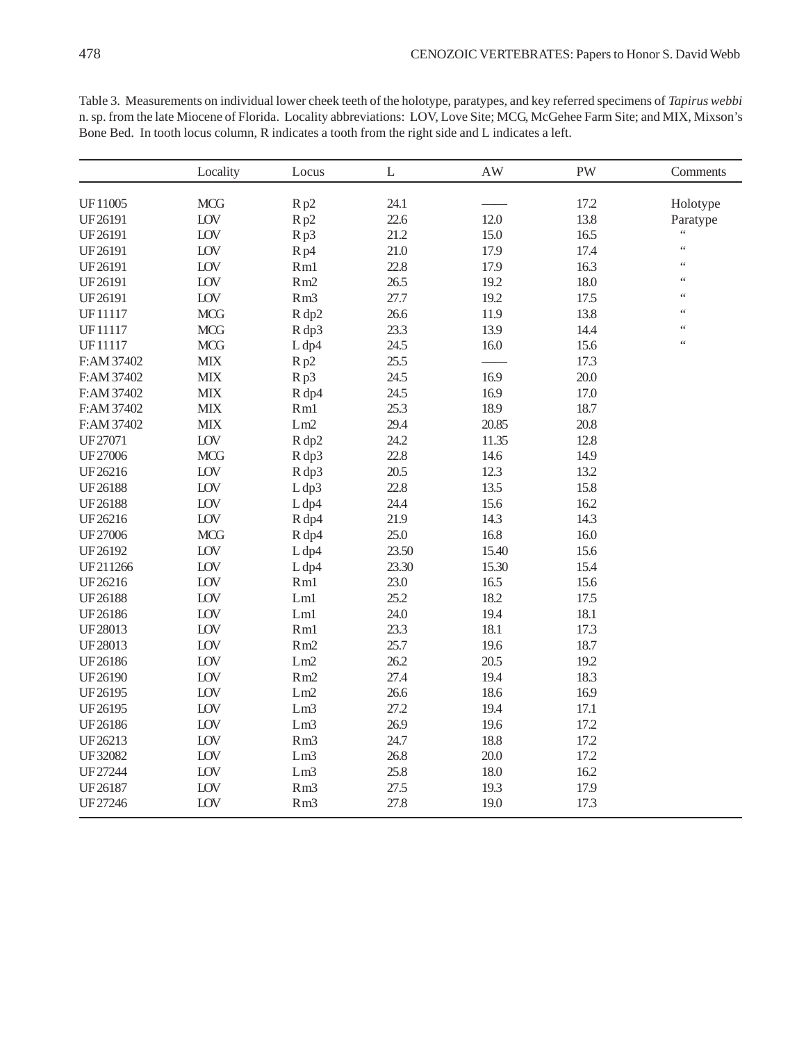Table 3. Measurements on individual lower cheek teeth of the holotype, paratypes, and key referred specimens of *Tapirus webbi* n. sp. from the late Miocene of Florida. Locality abbreviations: LOV, Love Site; MCG, McGehee Farm Site; and MIX, Mixson's Bone Bed. In tooth locus column, R indicates a tooth from the right side and L indicates a left.

| | Locality | Locus | L | AW | PW | Comments |
|---|---|---|---|---|---|---|
| UF 11005 | MCG | R p2 | 24.1 | —— | 17.2 | Holotype |
| UF 26191 | LOV | R p2 | 22.6 | 12.0 | 13.8 | Paratype |
| UF 26191 | LOV | R p3 | 21.2 | 15.0 | 16.5 | " |
| UF 26191 | LOV | R p4 | 21.0 | 17.9 | 17.4 | " |
| UF 26191 | LOV | Rm1 | 22.8 | 17.9 | 16.3 | " |
| UF 26191 | LOV | Rm2 | 26.5 | 19.2 | 18.0 | " |
| UF 26191 | LOV | Rm3 | 27.7 | 19.2 | 17.5 | " |
| UF 11117 | MCG | R dp2 | 26.6 | 11.9 | 13.8 | " |
| UF 11117 | MCG | R dp3 | 23.3 | 13.9 | 14.4 | " |
| UF 11117 | MCG | L dp4 | 24.5 | 16.0 | 15.6 | " |
| F:AM 37402 | MIX | R p2 | 25.5 | —— | 17.3 | |
| F:AM 37402 | MIX | R p3 | 24.5 | 16.9 | 20.0 | |
| F:AM 37402 | MIX | R dp4 | 24.5 | 16.9 | 17.0 | |
| F:AM 37402 | MIX | Rm1 | 25.3 | 18.9 | 18.7 | |
| F:AM 37402 | MIX | Lm2 | 29.4 | 20.85 | 20.8 | |
| UF 27071 | LOV | R dp2 | 24.2 | 11.35 | 12.8 | |
| UF 27006 | MCG | R dp3 | 22.8 | 14.6 | 14.9 | |
| UF 26216 | LOV | R dp3 | 20.5 | 12.3 | 13.2 | |
| UF 26188 | LOV | L dp3 | 22.8 | 13.5 | 15.8 | |
| UF 26188 | LOV | L dp4 | 24.4 | 15.6 | 16.2 | |
| UF 26216 | LOV | R dp4 | 21.9 | 14.3 | 14.3 | |
| UF 27006 | MCG | R dp4 | 25.0 | 16.8 | 16.0 | |
| UF 26192 | LOV | L dp4 | 23.50 | 15.40 | 15.6 | |
| UF 211266 | LOV | L dp4 | 23.30 | 15.30 | 15.4 | |
| UF 26216 | LOV | Rm1 | 23.0 | 16.5 | 15.6 | |
| UF 26188 | LOV | Lm1 | 25.2 | 18.2 | 17.5 | |
| UF 26186 | LOV | Lm1 | 24.0 | 19.4 | 18.1 | |
| UF 28013 | LOV | Rm1 | 23.3 | 18.1 | 17.3 | |
| UF 28013 | LOV | Rm2 | 25.7 | 19.6 | 18.7 | |
| UF 26186 | LOV | Lm2 | 26.2 | 20.5 | 19.2 | |
| UF 26190 | LOV | Rm2 | 27.4 | 19.4 | 18.3 | |
| UF 26195 | LOV | Lm2 | 26.6 | 18.6 | 16.9 | |
| UF 26195 | LOV | Lm3 | 27.2 | 19.4 | 17.1 | |
| UF 26186 | LOV | Lm3 | 26.9 | 19.6 | 17.2 | |
| UF 26213 | LOV | Rm3 | 24.7 | 18.8 | 17.2 | |
| UF 32082 | LOV | Lm3 | 26.8 | 20.0 | 17.2 | |
| UF 27244 | LOV | Lm3 | 25.8 | 18.0 | 16.2 | |
| UF 26187 | LOV | Rm3 | 27.5 | 19.3 | 17.9 | |
| UF 27246 | LOV | Rm3 | 27.8 | 19.0 | 17.3 | |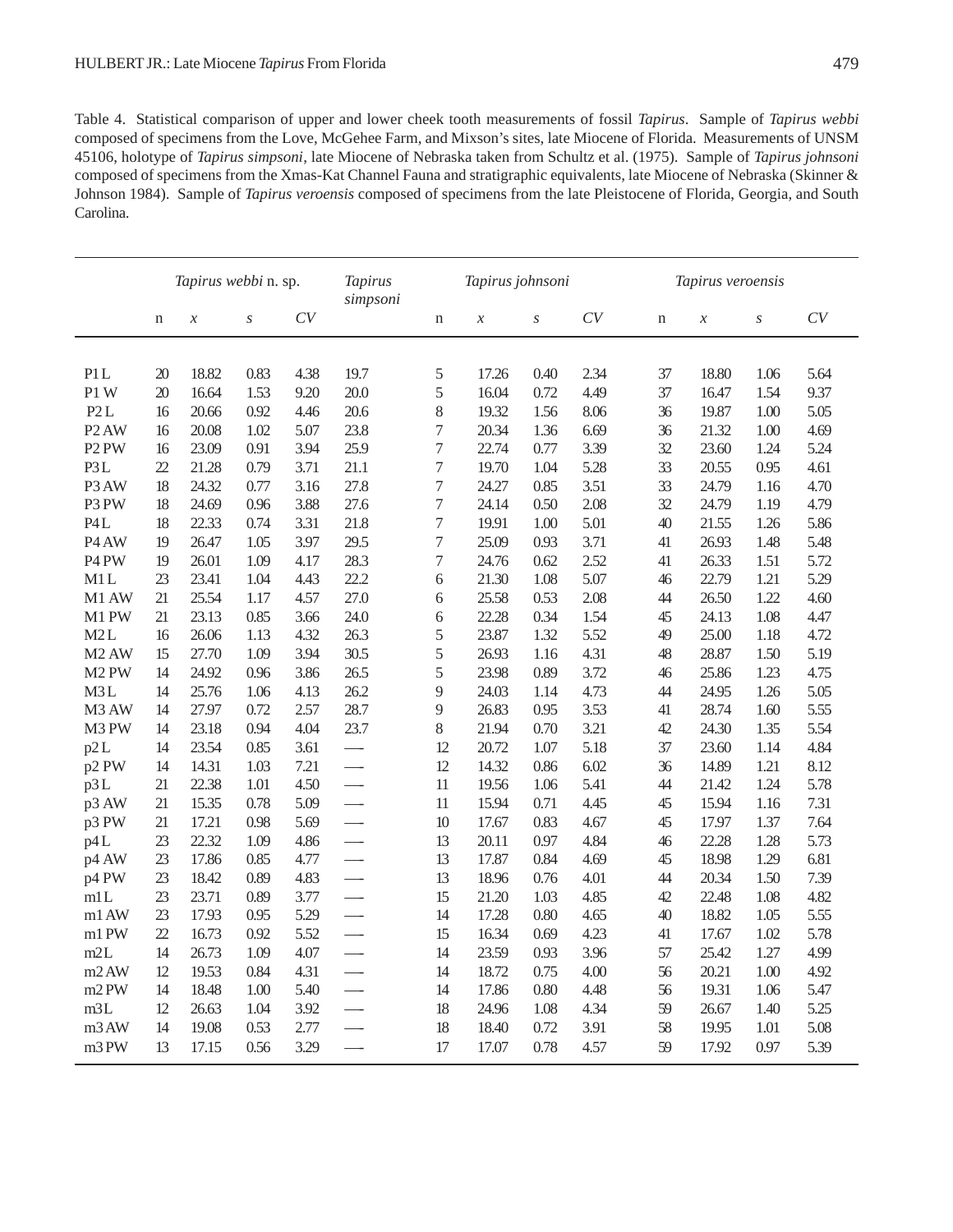Table 4. Statistical comparison of upper and lower cheek tooth measurements of fossil *Tapirus*. Sample of *Tapirus webbi* composed of specimens from the Love, McGehee Farm, and Mixson's sites, late Miocene of Florida. Measurements of UNSM 45106, holotype of *Tapirus simpsoni*, late Miocene of Nebraska taken from Schultz et al. (1975). Sample of *Tapirus johnsoni* composed of specimens from the Xmas-Kat Channel Fauna and stratigraphic equivalents, late Miocene of Nebraska (Skinner & Johnson 1984). Sample of *Tapirus veroensis* composed of specimens from the late Pleistocene of Florida, Georgia, and South Carolina.

| | *Tapirus webbi* n. sp. | | | | *Tapirus simpsoni* | *Tapirus johnsoni* | | | | *Tapirus veroensis* | | | |
|---|---|---|---|---|---|---|---|---|---|---|---|---|---|
| | n | *x* | *s* | *CV* | | n | *x* | *s* | *CV* | n | *x* | *s* | *CV* |
| P1 L | 20 | 18.82 | 0.83 | 4.38 | 19.7 | 5 | 17.26 | 0.40 | 2.34 | 37 | 18.80 | 1.06 | 5.64 |
| P1 W | 20 | 16.64 | 1.53 | 9.20 | 20.0 | 5 | 16.04 | 0.72 | 4.49 | 37 | 16.47 | 1.54 | 9.37 |
| P2 L | 16 | 20.66 | 0.92 | 4.46 | 20.6 | 8 | 19.32 | 1.56 | 8.06 | 36 | 19.87 | 1.00 | 5.05 |
| P2 AW | 16 | 20.08 | 1.02 | 5.07 | 23.8 | 7 | 20.34 | 1.36 | 6.69 | 36 | 21.32 | 1.00 | 4.69 |
| P2 PW | 16 | 23.09 | 0.91 | 3.94 | 25.9 | 7 | 22.74 | 0.77 | 3.39 | 32 | 23.60 | 1.24 | 5.24 |
| P3 L | 22 | 21.28 | 0.79 | 3.71 | 21.1 | 7 | 19.70 | 1.04 | 5.28 | 33 | 20.55 | 0.95 | 4.61 |
| P3 AW | 18 | 24.32 | 0.77 | 3.16 | 27.8 | 7 | 24.27 | 0.85 | 3.51 | 33 | 24.79 | 1.16 | 4.70 |
| P3 PW | 18 | 24.69 | 0.96 | 3.88 | 27.6 | 7 | 24.14 | 0.50 | 2.08 | 32 | 24.79 | 1.19 | 4.79 |
| P4 L | 18 | 22.33 | 0.74 | 3.31 | 21.8 | 7 | 19.91 | 1.00 | 5.01 | 40 | 21.55 | 1.26 | 5.86 |
| P4 AW | 19 | 26.47 | 1.05 | 3.97 | 29.5 | 7 | 25.09 | 0.93 | 3.71 | 41 | 26.93 | 1.48 | 5.48 |
| P4 PW | 19 | 26.01 | 1.09 | 4.17 | 28.3 | 7 | 24.76 | 0.62 | 2.52 | 41 | 26.33 | 1.51 | 5.72 |
| M1 L | 23 | 23.41 | 1.04 | 4.43 | 22.2 | 6 | 21.30 | 1.08 | 5.07 | 46 | 22.79 | 1.21 | 5.29 |
| M1 AW | 21 | 25.54 | 1.17 | 4.57 | 27.0 | 6 | 25.58 | 0.53 | 2.08 | 44 | 26.50 | 1.22 | 4.60 |
| M1 PW | 21 | 23.13 | 0.85 | 3.66 | 24.0 | 6 | 22.28 | 0.34 | 1.54 | 45 | 24.13 | 1.08 | 4.47 |
| M2 L | 16 | 26.06 | 1.13 | 4.32 | 26.3 | 5 | 23.87 | 1.32 | 5.52 | 49 | 25.00 | 1.18 | 4.72 |
| M2 AW | 15 | 27.70 | 1.09 | 3.94 | 30.5 | 5 | 26.93 | 1.16 | 4.31 | 48 | 28.87 | 1.50 | 5.19 |
| M2 PW | 14 | 24.92 | 0.96 | 3.86 | 26.5 | 5 | 23.98 | 0.89 | 3.72 | 46 | 25.86 | 1.23 | 4.75 |
| M3 L | 14 | 25.76 | 1.06 | 4.13 | 26.2 | 9 | 24.03 | 1.14 | 4.73 | 44 | 24.95 | 1.26 | 5.05 |
| M3 AW | 14 | 27.97 | 0.72 | 2.57 | 28.7 | 9 | 26.83 | 0.95 | 3.53 | 41 | 28.74 | 1.60 | 5.55 |
| M3 PW | 14 | 23.18 | 0.94 | 4.04 | 23.7 | 8 | 21.94 | 0.70 | 3.21 | 42 | 24.30 | 1.35 | 5.54 |
| p2 L | 14 | 23.54 | 0.85 | 3.61 | — | 12 | 20.72 | 1.07 | 5.18 | 37 | 23.60 | 1.14 | 4.84 |
| p2 PW | 14 | 14.31 | 1.03 | 7.21 | — | 12 | 14.32 | 0.86 | 6.02 | 36 | 14.89 | 1.21 | 8.12 |
| p3 L | 21 | 22.38 | 1.01 | 4.50 | — | 11 | 19.56 | 1.06 | 5.41 | 44 | 21.42 | 1.24 | 5.78 |
| p3 AW | 21 | 15.35 | 0.78 | 5.09 | — | 11 | 15.94 | 0.71 | 4.45 | 45 | 15.94 | 1.16 | 7.31 |
| p3 PW | 21 | 17.21 | 0.98 | 5.69 | — | 10 | 17.67 | 0.83 | 4.67 | 45 | 17.97 | 1.37 | 7.64 |
| p4 L | 23 | 22.32 | 1.09 | 4.86 | — | 13 | 20.11 | 0.97 | 4.84 | 46 | 22.28 | 1.28 | 5.73 |
| p4 AW | 23 | 17.86 | 0.85 | 4.77 | — | 13 | 17.87 | 0.84 | 4.69 | 45 | 18.98 | 1.29 | 6.81 |
| p4 PW | 23 | 18.42 | 0.89 | 4.83 | — | 13 | 18.96 | 0.76 | 4.01 | 44 | 20.34 | 1.50 | 7.39 |
| m1 L | 23 | 23.71 | 0.89 | 3.77 | — | 15 | 21.20 | 1.03 | 4.85 | 42 | 22.48 | 1.08 | 4.82 |
| m1 AW | 23 | 17.93 | 0.95 | 5.29 | — | 14 | 17.28 | 0.80 | 4.65 | 40 | 18.82 | 1.05 | 5.55 |
| m1 PW | 22 | 16.73 | 0.92 | 5.52 | — | 15 | 16.34 | 0.69 | 4.23 | 41 | 17.67 | 1.02 | 5.78 |
| m2 L | 14 | 26.73 | 1.09 | 4.07 | — | 14 | 23.59 | 0.93 | 3.96 | 57 | 25.42 | 1.27 | 4.99 |
| m2 AW | 12 | 19.53 | 0.84 | 4.31 | — | 14 | 18.72 | 0.75 | 4.00 | 56 | 20.21 | 1.00 | 4.92 |
| m2 PW | 14 | 18.48 | 1.00 | 5.40 | — | 14 | 17.86 | 0.80 | 4.48 | 56 | 19.31 | 1.06 | 5.47 |
| m3 L | 12 | 26.63 | 1.04 | 3.92 | — | 18 | 24.96 | 1.08 | 4.34 | 59 | 26.67 | 1.40 | 5.25 |
| m3 AW | 14 | 19.08 | 0.53 | 2.77 | — | 18 | 18.40 | 0.72 | 3.91 | 58 | 19.95 | 1.01 | 5.08 |
| m3 PW | 13 | 17.15 | 0.56 | 3.29 | — | 17 | 17.07 | 0.78 | 4.57 | 59 | 17.92 | 0.97 | 5.39 |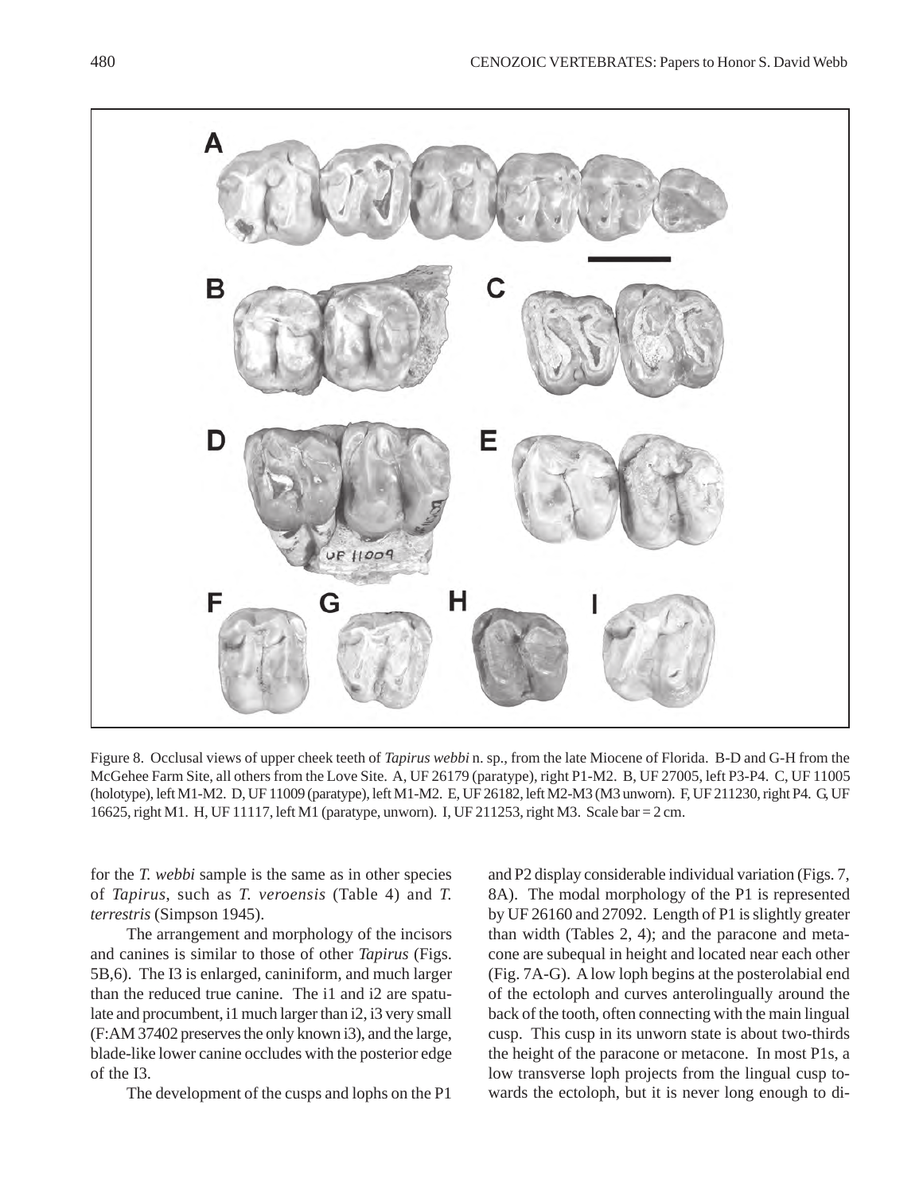Figure 8. Occlusal views of upper cheek teeth of *Tapirus webbi* n. sp., from the late Miocene of Florida. B-D and G-H from the McGehee Farm Site, all others from the Love Site. A, UF 26179 (paratype), right P1-M2. B, UF 27005, left P3-P4. C, UF 11005 (holotype), left M1-M2. D, UF 11009 (paratype), left M1-M2. E, UF 26182, left M2-M3 (M3 unworn). F, UF 211230, right P4. G, UF 16625, right M1. H, UF 11117, left M1 (paratype, unworn). I, UF 211253, right M3. Scale bar = 2 cm.

for the *T. webbi* sample is the same as in other species of *Tapirus*, such as *T. veroensis* (Table 4) and *T. terrestris* (Simpson 1945).

The arrangement and morphology of the incisors and canines is similar to those of other *Tapirus* (Figs. 5B,6). The I3 is enlarged, caniniform, and much larger than the reduced true canine. The i1 and i2 are spatulate and procumbent, i1 much larger than i2, i3 very small (F:AM 37402 preserves the only known i3), and the large, blade-like lower canine occludes with the posterior edge of the I3.

The development of the cusps and lophs on the P1 and P2 display considerable individual variation (Figs. 7, 8A). The modal morphology of the P1 is represented by UF 26160 and 27092. Length of P1 is slightly greater than width (Tables 2, 4); and the paracone and metacone are subequal in height and located near each other (Fig. 7A-G). A low loph begins at the posterolabial end of the ectoloph and curves anterolingually around the back of the tooth, often connecting with the main lingual cusp. This cusp in its unworn state is about two-thirds the height of the paracone or metacone. In most P1s, a low transverse loph projects from the lingual cusp towards the ectoloph, but it is never long enough to di-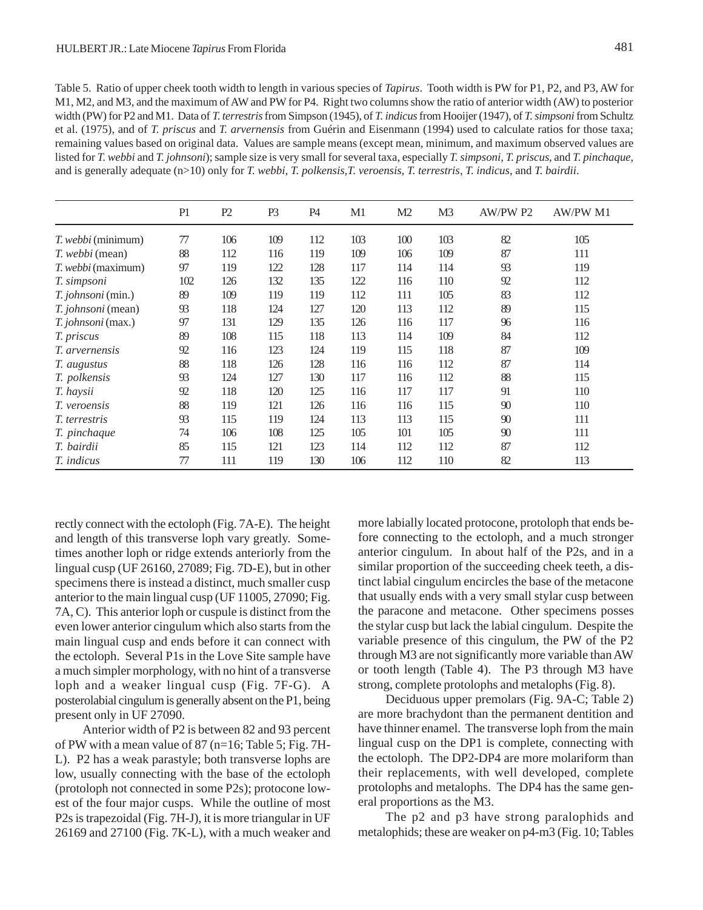Table 5. Ratio of upper cheek tooth width to length in various species of *Tapirus*. Tooth width is PW for P1, P2, and P3, AW for M1, M2, and M3, and the maximum of AW and PW for P4. Right two columns show the ratio of anterior width (AW) to posterior width (PW) for P2 and M1. Data of *T. terrestris* from Simpson (1945), of *T. indicus* from Hooijer (1947), of *T. simpsoni* from Schultz et al. (1975), and of *T. priscus* and *T. arvernensis* from Guérin and Eisenmann (1994) used to calculate ratios for those taxa; remaining values based on original data. Values are sample means (except mean, minimum, and maximum observed values are listed for *T. webbi* and *T. johnsoni*); sample size is very small for several taxa, especially *T. simpsoni*, *T. priscus*, and *T. pinchaque*, and is generally adequate (n>10) only for *T. webbi*, *T. polkensis*, *T. veroensis*, *T. terrestris*, *T. indicus*, and *T. bairdii*.

| | P1 | P2 | P3 | P4 | M1 | M2 | M3 | AW/PW P2 | AW/PW M1 |
|---|---|---|---|---|---|---|---|---|---|
| *T. webbi* (minimum) | 77 | 106 | 109 | 112 | 103 | 100 | 103 | 82 | 105 |
| *T. webbi* (mean) | 88 | 112 | 116 | 119 | 109 | 106 | 109 | 87 | 111 |
| *T. webbi* (maximum) | 97 | 119 | 122 | 128 | 117 | 114 | 114 | 93 | 119 |
| *T. simpsoni* | 102 | 126 | 132 | 135 | 122 | 116 | 110 | 92 | 112 |
| *T. johnsoni* (min.) | 89 | 109 | 119 | 119 | 112 | 111 | 105 | 83 | 112 |
| *T. johnsoni* (mean) | 93 | 118 | 124 | 127 | 120 | 113 | 112 | 89 | 115 |
| *T. johnsoni* (max.) | 97 | 131 | 129 | 135 | 126 | 116 | 117 | 96 | 116 |
| *T. priscus* | 89 | 108 | 115 | 118 | 113 | 114 | 109 | 84 | 112 |
| *T. arvernensis* | 92 | 116 | 123 | 124 | 119 | 115 | 118 | 87 | 109 |
| *T. augustus* | 88 | 118 | 126 | 128 | 116 | 116 | 112 | 87 | 114 |
| *T. polkensis* | 93 | 124 | 127 | 130 | 117 | 116 | 112 | 88 | 115 |
| *T. haysii* | 92 | 118 | 120 | 125 | 116 | 117 | 117 | 91 | 110 |
| *T. veroensis* | 88 | 119 | 121 | 126 | 116 | 116 | 115 | 90 | 110 |
| *T. terrestris* | 93 | 115 | 119 | 124 | 113 | 113 | 115 | 90 | 111 |
| *T. pinchaque* | 74 | 106 | 108 | 125 | 105 | 101 | 105 | 90 | 111 |
| *T. bairdii* | 85 | 115 | 121 | 123 | 114 | 112 | 112 | 87 | 112 |
| *T. indicus* | 77 | 111 | 119 | 130 | 106 | 112 | 110 | 82 | 113 |

rectly connect with the ectoloph (Fig. 7A-E). The height and length of this transverse loph vary greatly. Sometimes another loph or ridge extends anteriorly from the lingual cusp (UF 26160, 27089; Fig. 7D-E), but in other specimens there is instead a distinct, much smaller cusp anterior to the main lingual cusp (UF 11005, 27090; Fig. 7A, C). This anterior loph or cuspule is distinct from the even lower anterior cingulum which also starts from the main lingual cusp and ends before it can connect with the ectoloph. Several P1s in the Love Site sample have a much simpler morphology, with no hint of a transverse loph and a weaker lingual cusp (Fig. 7F-G). A posterolabial cingulum is generally absent on the P1, being present only in UF 27090.

Anterior width of P2 is between 82 and 93 percent of PW with a mean value of 87 (n=16; Table 5; Fig. 7H-L). P2 has a weak parastyle; both transverse lophs are low, usually connecting with the base of the ectoloph (protoloph not connected in some P2s); protocone lowest of the four major cusps. While the outline of most P2s is trapezoidal (Fig. 7H-J), it is more triangular in UF 26169 and 27100 (Fig. 7K-L), with a much weaker and more labially located protocone, protoloph that ends before connecting to the ectoloph, and a much stronger anterior cingulum. In about half of the P2s, and in a similar proportion of the succeeding cheek teeth, a distinct labial cingulum encircles the base of the metacone that usually ends with a very small stylar cusp between the paracone and metacone. Other specimens posses the stylar cusp but lack the labial cingulum. Despite the variable presence of this cingulum, the PW of the P2 through M3 are not significantly more variable than AW or tooth length (Table 4). The P3 through M3 have strong, complete protolophs and metalophs (Fig. 8).

Deciduous upper premolars (Fig. 9A-C; Table 2) are more brachydont than the permanent dentition and have thinner enamel. The transverse loph from the main lingual cusp on the DP1 is complete, connecting with the ectoloph. The DP2-DP4 are more molariform than their replacements, with well developed, complete protolophs and metalophs. The DP4 has the same general proportions as the M3.

The p2 and p3 have strong paralophids and metalophids; these are weaker on p4-m3 (Fig. 10; Tables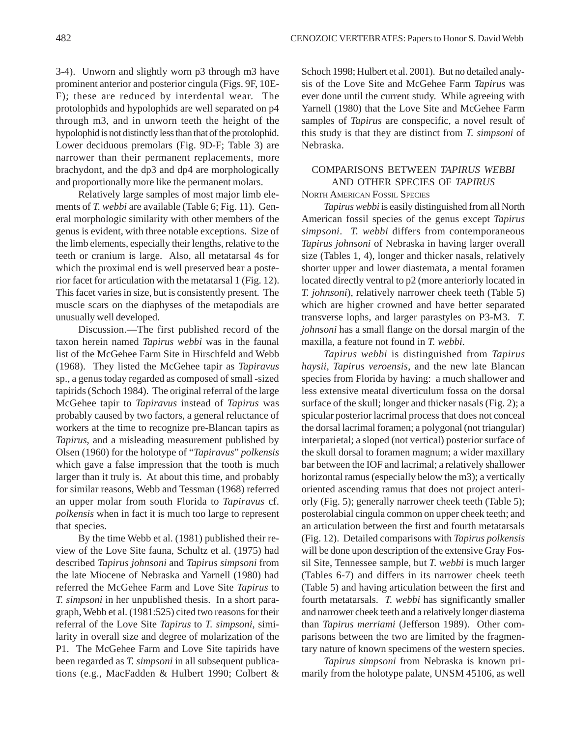3-4). Unworn and slightly worn p3 through m3 have prominent anterior and posterior cingula (Figs. 9F, 10E-F); these are reduced by interdental wear. The protolophids and hypolophids are well separated on p4 through m3, and in unworn teeth the height of the hypolophid is not distinctly less than that of the protolophid. Lower deciduous premolars (Fig. 9D-F; Table 3) are narrower than their permanent replacements, more brachydont, and the dp3 and dp4 are morphologically and proportionally more like the permanent molars.

Relatively large samples of most major limb elements of *T. webbi* are available (Table 6; Fig. 11). General morphologic similarity with other members of the genus is evident, with three notable exceptions. Size of the limb elements, especially their lengths, relative to the teeth or cranium is large. Also, all metatarsal 4s for which the proximal end is well preserved bear a posterior facet for articulation with the metatarsal 1 (Fig. 12). This facet varies in size, but is consistently present. The muscle scars on the diaphyses of the metapodials are unusually well developed.

Discussion.—The first published record of the taxon herein named *Tapirus webbi* was in the faunal list of the McGehee Farm Site in Hirschfeld and Webb (1968). They listed the McGehee tapir as *Tapiravus* sp., a genus today regarded as composed of small -sized tapirids (Schoch 1984). The original referral of the large McGehee tapir to *Tapiravus* instead of *Tapirus* was probably caused by two factors, a general reluctance of workers at the time to recognize pre-Blancan tapirs as *Tapirus*, and a misleading measurement published by Olsen (1960) for the holotype of "*Tapiravus*" *polkensis* which gave a false impression that the tooth is much larger than it truly is. At about this time, and probably for similar reasons, Webb and Tessman (1968) referred an upper molar from south Florida to *Tapiravus* cf. *polkensis* when in fact it is much too large to represent that species.

By the time Webb et al. (1981) published their review of the Love Site fauna, Schultz et al. (1975) had described *Tapirus johnsoni* and *Tapirus simpsoni* from the late Miocene of Nebraska and Yarnell (1980) had referred the McGehee Farm and Love Site *Tapirus* to *T. simpsoni* in her unpublished thesis. In a short paragraph, Webb et al. (1981:525) cited two reasons for their referral of the Love Site *Tapirus* to *T. simpsoni*, similarity in overall size and degree of molarization of the P1. The McGehee Farm and Love Site tapirids have been regarded as *T. simpsoni* in all subsequent publications (e.g., MacFadden & Hulbert 1990; Colbert & Schoch 1998; Hulbert et al. 2001). But no detailed analysis of the Love Site and McGehee Farm *Tapirus* was ever done until the current study. While agreeing with Yarnell (1980) that the Love Site and McGehee Farm samples of *Tapirus* are conspecific, a novel result of this study is that they are distinct from *T. simpsoni* of Nebraska.

## COMPARISONS BETWEEN *TAPIRUS WEBBI* AND OTHER SPECIES OF *TAPIRUS*

### NORTH AMERICAN FOSSIL SPECIES

*Tapirus webbi* is easily distinguished from all North American fossil species of the genus except *Tapirus simpsoni*. *T. webbi* differs from contemporaneous *Tapirus johnsoni* of Nebraska in having larger overall size (Tables 1, 4), longer and thicker nasals, relatively shorter upper and lower diastemata, a mental foramen located directly ventral to p2 (more anteriorly located in *T. johnsoni*), relatively narrower cheek teeth (Table 5) which are higher crowned and have better separated transverse lophs, and larger parastyles on P3-M3. *T. johnsoni* has a small flange on the dorsal margin of the maxilla, a feature not found in *T. webbi*.

*Tapirus webbi* is distinguished from *Tapirus haysii*, *Tapirus veroensis*, and the new late Blancan species from Florida by having: a much shallower and less extensive meatal diverticulum fossa on the dorsal surface of the skull; longer and thicker nasals (Fig. 2); a spicular posterior lacrimal process that does not conceal the dorsal lacrimal foramen; a polygonal (not triangular) interparietal; a sloped (not vertical) posterior surface of the skull dorsal to foramen magnum; a wider maxillary bar between the IOF and lacrimal; a relatively shallower horizontal ramus (especially below the m3); a vertically oriented ascending ramus that does not project anteriorly (Fig. 5); generally narrower cheek teeth (Table 5); posterolabial cingula common on upper cheek teeth; and an articulation between the first and fourth metatarsals (Fig. 12). Detailed comparisons with *Tapirus polkensis* will be done upon description of the extensive Gray Fossil Site, Tennessee sample, but *T. webbi* is much larger (Tables 6-7) and differs in its narrower cheek teeth (Table 5) and having articulation between the first and fourth metatarsals. *T. webbi* has significantly smaller and narrower cheek teeth and a relatively longer diastema than *Tapirus merriami* (Jefferson 1989). Other comparisons between the two are limited by the fragmentary nature of known specimens of the western species.

*Tapirus simpsoni* from Nebraska is known primarily from the holotype palate, UNSM 45106, as well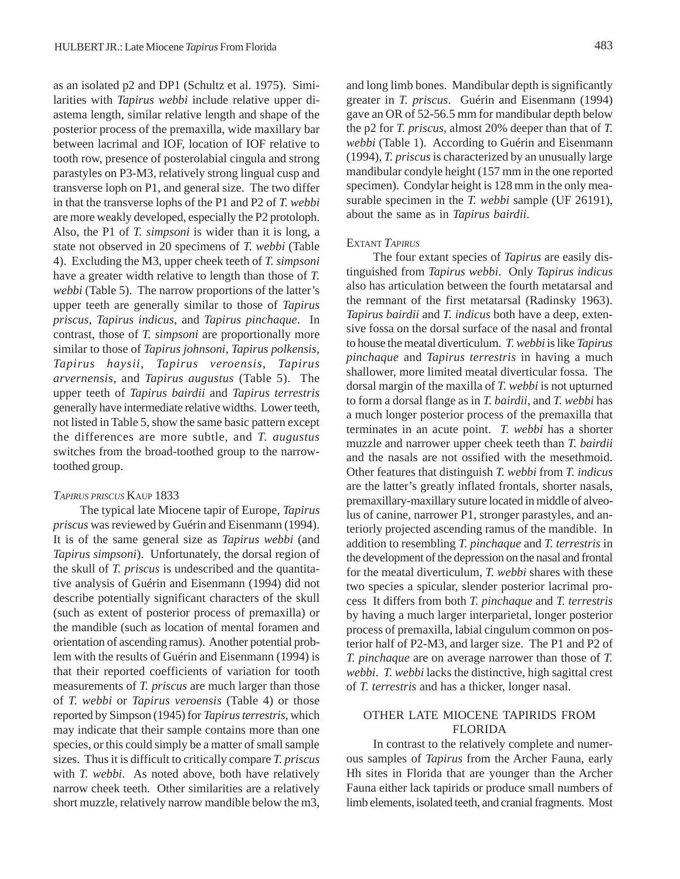as an isolated p2 and DP1 (Schultz et al. 1975). Similarities with *Tapirus webbi* include relative upper diastema length, similar relative length and shape of the posterior process of the premaxilla, wide maxillary bar between lacrimal and IOF, location of IOF relative to tooth row, presence of posterolabial cingula and strong parastyles on P3-M3, relatively strong lingual cusp and transverse loph on P1, and general size. The two differ in that the transverse lophs of the P1 and P2 of *T. webbi* are more weakly developed, especially the P2 protoloph. Also, the P1 of *T. simpsoni* is wider than it is long, a state not observed in 20 specimens of *T. webbi* (Table 4). Excluding the M3, upper cheek teeth of *T. simpsoni* have a greater width relative to length than those of *T. webbi* (Table 5). The narrow proportions of the latter's upper teeth are generally similar to those of *Tapirus priscus*, *Tapirus indicus*, and *Tapirus pinchaque*. In contrast, those of *T. simpsoni* are proportionally more similar to those of *Tapirus johnsoni*, *Tapirus polkensis*, *Tapirus haysii*, *Tapirus veroensis*, *Tapirus arvernensis*, and *Tapirus augustus* (Table 5). The upper teeth of *Tapirus bairdii* and *Tapirus terrestris* generally have intermediate relative widths. Lower teeth, not listed in Table 5, show the same basic pattern except the differences are more subtle, and *T. augustus* switches from the broad-toothed group to the narrow-toothed group.

#### *Tapirus priscus* Kaup 1833

The typical late Miocene tapir of Europe, *Tapirus priscus* was reviewed by Guérin and Eisenmann (1994). It is of the same general size as *Tapirus webbi* (and *Tapirus simpsoni*). Unfortunately, the dorsal region of the skull of *T. priscus* is undescribed and the quantitative analysis of Guérin and Eisenmann (1994) did not describe potentially significant characters of the skull (such as extent of posterior process of premaxilla) or the mandible (such as location of mental foramen and orientation of ascending ramus). Another potential problem with the results of Guérin and Eisenmann (1994) is that their reported coefficients of variation for tooth measurements of *T. priscus* are much larger than those of *T. webbi* or *Tapirus veroensis* (Table 4) or those reported by Simpson (1945) for *Tapirus terrestris*, which may indicate that their sample contains more than one species, or this could simply be a matter of small sample sizes. Thus it is difficult to critically compare *T. priscus* with *T. webbi*. As noted above, both have relatively narrow cheek teeth. Other similarities are a relatively short muzzle, relatively narrow mandible below the m3, and long limb bones. Mandibular depth is significantly greater in *T. priscus*. Guérin and Eisenmann (1994) gave an OR of 52-56.5 mm for mandibular depth below the p2 for *T. priscus*, almost 20% deeper than that of *T. webbi* (Table 1). According to Guérin and Eisenmann (1994), *T. priscus* is characterized by an unusually large mandibular condyle height (157 mm in the one reported specimen). Condylar height is 128 mm in the only measurable specimen in the *T. webbi* sample (UF 26191), about the same as in *Tapirus bairdii*.

#### Extant *Tapirus*

The four extant species of *Tapirus* are easily distinguished from *Tapirus webbi*. Only *Tapirus indicus* also has articulation between the fourth metatarsal and the remnant of the first metatarsal (Radinsky 1963). *Tapirus bairdii* and *T. indicus* both have a deep, extensive fossa on the dorsal surface of the nasal and frontal to house the meatal diverticulum. *T. webbi* is like *Tapirus pinchaque* and *Tapirus terrestris* in having a much shallower, more limited meatal diverticular fossa. The dorsal margin of the maxilla of *T. webbi* is not upturned to form a dorsal flange as in *T. bairdii*, and *T. webbi* has a much longer posterior process of the premaxilla that terminates in an acute point. *T. webbi* has a shorter muzzle and narrower upper cheek teeth than *T. bairdii* and the nasals are not ossified with the mesethmoid. Other features that distinguish *T. webbi* from *T. indicus* are the latter's greatly inflated frontals, shorter nasals, premaxillary-maxillary suture located in middle of alveolus of canine, narrower P1, stronger parastyles, and anteriorly projected ascending ramus of the mandible. In addition to resembling *T. pinchaque* and *T. terrestris* in the development of the depression on the nasal and frontal for the meatal diverticulum, *T. webbi* shares with these two species a spicular, slender posterior lacrimal process It differs from both *T. pinchaque* and *T. terrestris* by having a much larger interparietal, longer posterior process of premaxilla, labial cingulum common on posterior half of P2-M3, and larger size. The P1 and P2 of *T. pinchaque* are on average narrower than those of *T. webbi*. *T. webbi* lacks the distinctive, high sagittal crest of *T. terrestris* and has a thicker, longer nasal.

## OTHER LATE MIOCENE TAPIRIDS FROM FLORIDA

In contrast to the relatively complete and numerous samples of *Tapirus* from the Archer Fauna, early Hh sites in Florida that are younger than the Archer Fauna either lack tapirids or produce small numbers of limb elements, isolated teeth, and cranial fragments. Most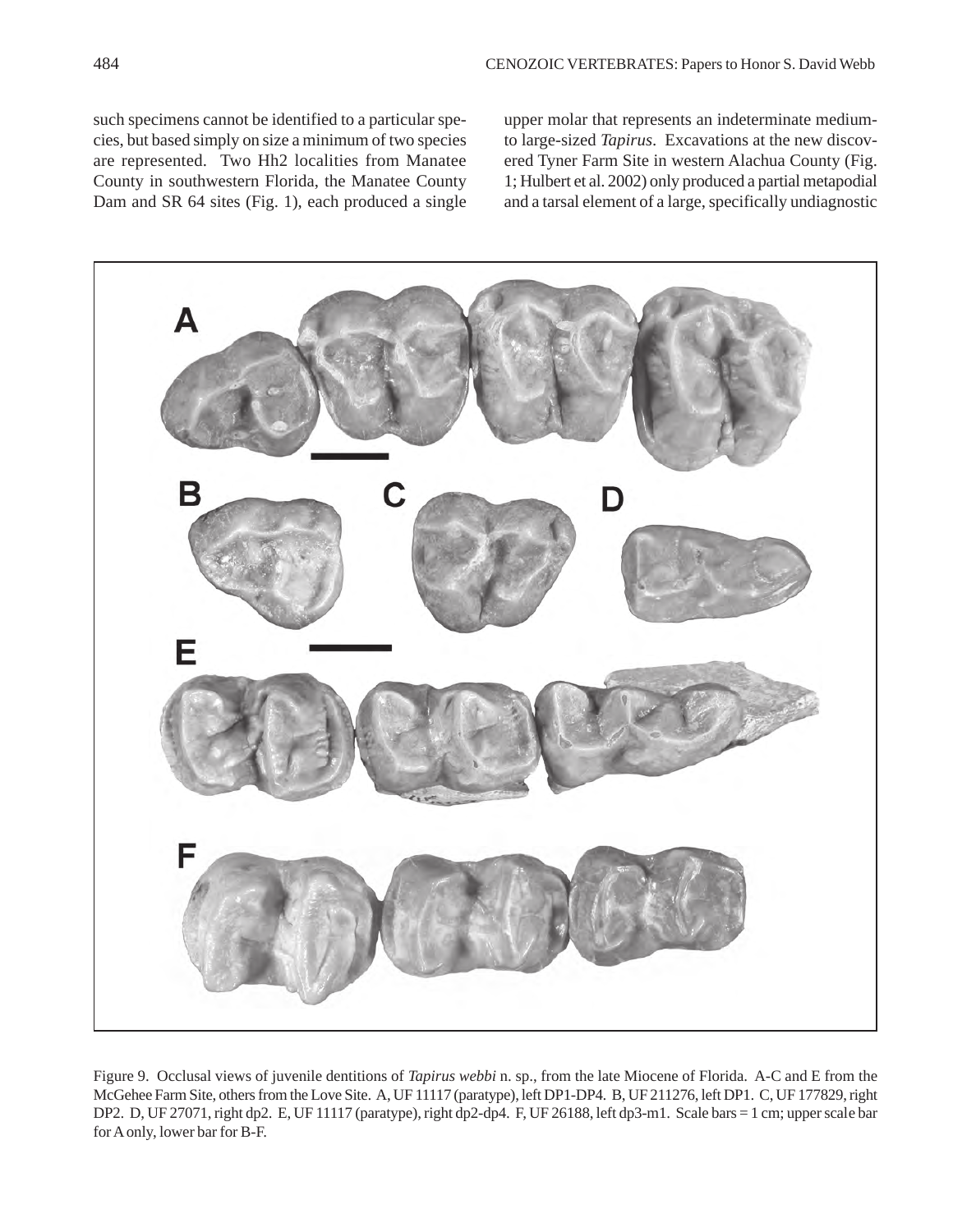such specimens cannot be identified to a particular species, but based simply on size a minimum of two species are represented. Two Hh2 localities from Manatee County in southwestern Florida, the Manatee County Dam and SR 64 sites (Fig. 1), each produced a single upper molar that represents an indeterminate medium- to large-sized *Tapirus*. Excavations at the new discovered Tyner Farm Site in western Alachua County (Fig. 1; Hulbert et al. 2002) only produced a partial metapodial and a tarsal element of a large, specifically undiagnostic

Figure 9. Occlusal views of juvenile dentitions of *Tapirus webbi* n. sp., from the late Miocene of Florida. A-C and E from the McGehee Farm Site, others from the Love Site. A, UF 11117 (paratype), left DP1-DP4. B, UF 211276, left DP1. C, UF 177829, right DP2. D, UF 27071, right dp2. E, UF 11117 (paratype), right dp2-dp4. F, UF 26188, left dp3-m1. Scale bars = 1 cm; upper scale bar for A only, lower bar for B-F.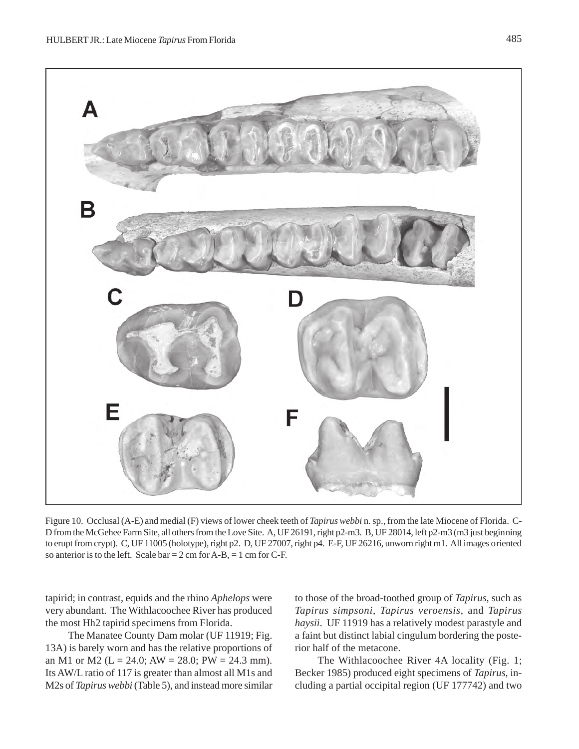Figure 10. Occlusal (A-E) and medial (F) views of lower cheek teeth of *Tapirus webbi* n. sp., from the late Miocene of Florida. C-D from the McGehee Farm Site, all others from the Love Site. A, UF 26191, right p2-m3. B, UF 28014, left p2-m3 (m3 just beginning to erupt from crypt). C, UF 11005 (holotype), right p2. D, UF 27007, right p4. E-F, UF 26216, unworn right m1. All images oriented so anterior is to the left. Scale bar = 2 cm for A-B, = 1 cm for C-F.

tapirid; in contrast, equids and the rhino *Aphelops* were very abundant. The Withlacoochee River has produced the most Hh2 tapirid specimens from Florida.

The Manatee County Dam molar (UF 11919; Fig. 13A) is barely worn and has the relative proportions of an M1 or M2 (L = 24.0; AW = 28.0; PW = 24.3 mm). Its AW/L ratio of 117 is greater than almost all M1s and M2s of *Tapirus webbi* (Table 5), and instead more similar to those of the broad-toothed group of *Tapirus*, such as *Tapirus simpsoni*, *Tapirus veroensis*, and *Tapirus haysii*. UF 11919 has a relatively modest parastyle and a faint but distinct labial cingulum bordering the posterior half of the metacone.

The Withlacoochee River 4A locality (Fig. 1; Becker 1985) produced eight specimens of *Tapirus*, including a partial occipital region (UF 177742) and two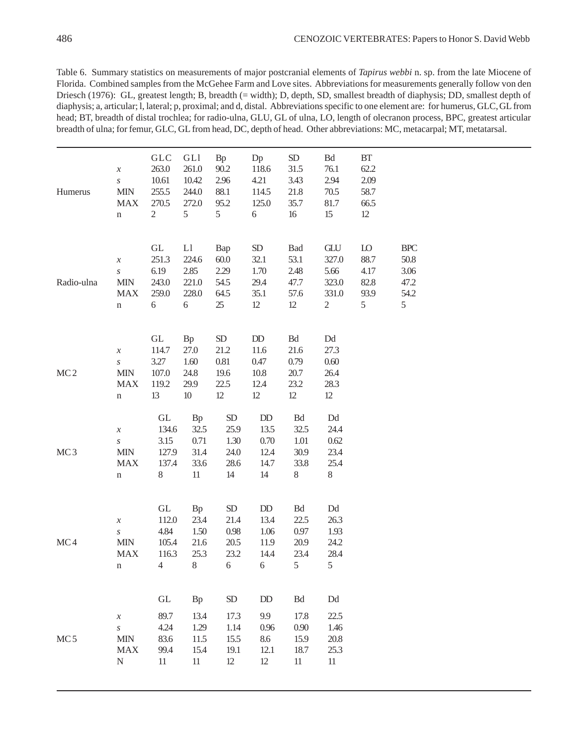Table 6. Summary statistics on measurements of major postcranial elements of *Tapirus webbi* n. sp. from the late Miocene of Florida. Combined samples from the McGehee Farm and Love sites. Abbreviations for measurements generally follow von den Driesch (1976): GL, greatest length; B, breadth (= width); D, depth, SD, smallest breadth of diaphysis; DD, smallest depth of diaphysis; a, articular; l, lateral; p, proximal; and d, distal. Abbreviations specific to one element are: for humerus, GLC, GL from head; BT, breadth of distal trochlea; for radio-ulna, GLU, GL of ulna, LO, length of olecranon process, BPC, greatest articular breadth of ulna; for femur, GLC, GL from head, DC, depth of head. Other abbreviations: MC, metacarpal; MT, metatarsal.

| | | | | | | | | | |
|---|---|---|---|---|---|---|---|---|---|
| | | GLC | GLl | Bp | Dp | SD | Bd | BT | |
| | $x$ | 263.0 | 261.0 | 90.2 | 118.6 | 31.5 | 76.1 | 62.2 | |
| | $s$ | 10.61 | 10.42 | 2.96 | 4.21 | 3.43 | 2.94 | 2.09 | |
| Humerus | MIN | 255.5 | 244.0 | 88.1 | 114.5 | 21.8 | 70.5 | 58.7 | |
| | MAX | 270.5 | 272.0 | 95.2 | 125.0 | 35.7 | 81.7 | 66.5 | |
| | n | 2 | 5 | 5 | 6 | 16 | 15 | 12 | |
| | | GL | Ll | Bap | SD | Bad | GLU | LO | BPC |
| | $x$ | 251.3 | 224.6 | 60.0 | 32.1 | 53.1 | 327.0 | 88.7 | 50.8 |
| | $s$ | 6.19 | 2.85 | 2.29 | 1.70 | 2.48 | 5.66 | 4.17 | 3.06 |
| Radio-ulna | MIN | 243.0 | 221.0 | 54.5 | 29.4 | 47.7 | 323.0 | 82.8 | 47.2 |
| | MAX | 259.0 | 228.0 | 64.5 | 35.1 | 57.6 | 331.0 | 93.9 | 54.2 |
| | n | 6 | 6 | 25 | 12 | 12 | 2 | 5 | 5 |
| | | GL | Bp | SD | DD | Bd | Dd | | |
| | $x$ | 114.7 | 27.0 | 21.2 | 11.6 | 21.6 | 27.3 | | |
| | $s$ | 3.27 | 1.60 | 0.81 | 0.47 | 0.79 | 0.60 | | |
| MC2 | MIN | 107.0 | 24.8 | 19.6 | 10.8 | 20.7 | 26.4 | | |
| | MAX | 119.2 | 29.9 | 22.5 | 12.4 | 23.2 | 28.3 | | |
| | n | 13 | 10 | 12 | 12 | 12 | 12 | | |
| | | GL | Bp | SD | DD | Bd | Dd | | |
| | $x$ | 134.6 | 32.5 | 25.9 | 13.5 | 32.5 | 24.4 | | |
| | $s$ | 3.15 | 0.71 | 1.30 | 0.70 | 1.01 | 0.62 | | |
| MC3 | MIN | 127.9 | 31.4 | 24.0 | 12.4 | 30.9 | 23.4 | | |
| | MAX | 137.4 | 33.6 | 28.6 | 14.7 | 33.8 | 25.4 | | |
| | n | 8 | 11 | 14 | 14 | 8 | 8 | | |
| | | GL | Bp | SD | DD | Bd | Dd | | |
| | $x$ | 112.0 | 23.4 | 21.4 | 13.4 | 22.5 | 26.3 | | |
| | $s$ | 4.84 | 1.50 | 0.98 | 1.06 | 0.97 | 1.93 | | |
| MC4 | MIN | 105.4 | 21.6 | 20.5 | 11.9 | 20.9 | 24.2 | | |
| | MAX | 116.3 | 25.3 | 23.2 | 14.4 | 23.4 | 28.4 | | |
| | n | 4 | 8 | 6 | 6 | 5 | 5 | | |
| | | GL | Bp | SD | DD | Bd | Dd | | |
| | $x$ | 89.7 | 13.4 | 17.3 | 9.9 | 17.8 | 22.5 | | |
| | $s$ | 4.24 | 1.29 | 1.14 | 0.96 | 0.90 | 1.46 | | |
| MC5 | MIN | 83.6 | 11.5 | 15.5 | 8.6 | 15.9 | 20.8 | | |
| | MAX | 99.4 | 15.4 | 19.1 | 12.1 | 18.7 | 25.3 | | |
| | N | 11 | 11 | 12 | 12 | 11 | 11 | | |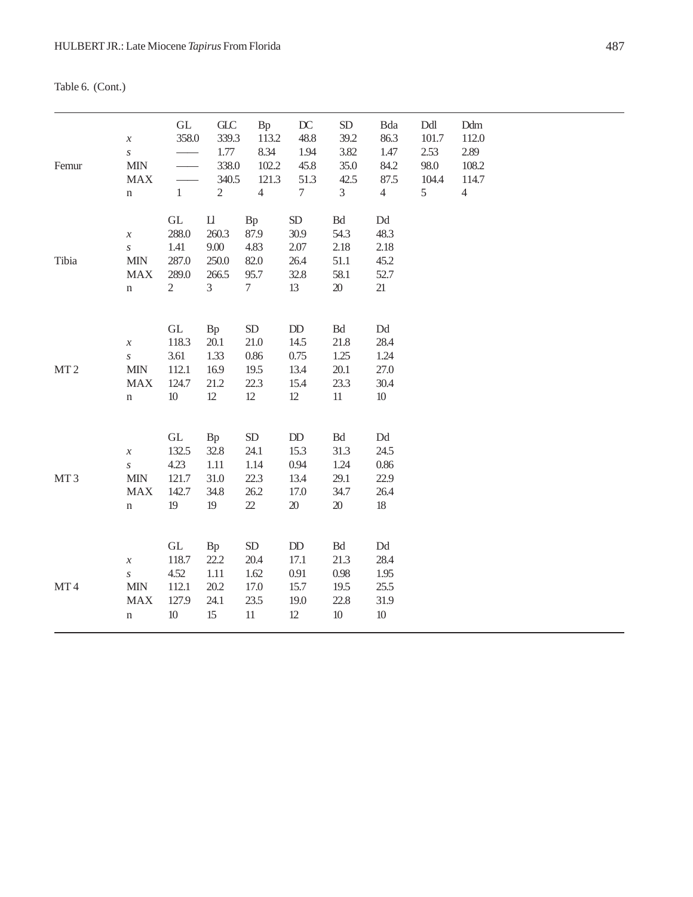Table 6. (Cont.)

| | | GL | GLC | Bp | DC | SD | Bda | Ddl | Ddm |
|---|---|---|---|---|---|---|---|---|---|
| | $x$ | 358.0 | 339.3 | 113.2 | 48.8 | 39.2 | 86.3 | 101.7 | 112.0 |
| | $s$ | —— | 1.77 | 8.34 | 1.94 | 3.82 | 1.47 | 2.53 | 2.89 |
| Femur | MIN | —— | 338.0 | 102.2 | 45.8 | 35.0 | 84.2 | 98.0 | 108.2 |
| | MAX | —— | 340.5 | 121.3 | 51.3 | 42.5 | 87.5 | 104.4 | 114.7 |
| | n | 1 | 2 | 4 | 7 | 3 | 4 | 5 | 4 |

| | | GL | Ll | Bp | SD | Bd | Dd |
|---|---|---|---|---|---|---|---|
| | $x$ | 288.0 | 260.3 | 87.9 | 30.9 | 54.3 | 48.3 |
| | $s$ | 1.41 | 9.00 | 4.83 | 2.07 | 2.18 | 2.18 |
| Tibia | MIN | 287.0 | 250.0 | 82.0 | 26.4 | 51.1 | 45.2 |
| | MAX | 289.0 | 266.5 | 95.7 | 32.8 | 58.1 | 52.7 |
| | n | 2 | 3 | 7 | 13 | 20 | 21 |

| | | GL | Bp | SD | DD | Bd | Dd |
|---|---|---|---|---|---|---|---|
| | $x$ | 118.3 | 20.1 | 21.0 | 14.5 | 21.8 | 28.4 |
| | $s$ | 3.61 | 1.33 | 0.86 | 0.75 | 1.25 | 1.24 |
| MT 2 | MIN | 112.1 | 16.9 | 19.5 | 13.4 | 20.1 | 27.0 |
| | MAX | 124.7 | 21.2 | 22.3 | 15.4 | 23.3 | 30.4 |
| | n | 10 | 12 | 12 | 12 | 11 | 10 |

| | | GL | Bp | SD | DD | Bd | Dd |
|---|---|---|---|---|---|---|---|
| | $x$ | 132.5 | 32.8 | 24.1 | 15.3 | 31.3 | 24.5 |
| | $s$ | 4.23 | 1.11 | 1.14 | 0.94 | 1.24 | 0.86 |
| MT 3 | MIN | 121.7 | 31.0 | 22.3 | 13.4 | 29.1 | 22.9 |
| | MAX | 142.7 | 34.8 | 26.2 | 17.0 | 34.7 | 26.4 |
| | n | 19 | 19 | 22 | 20 | 20 | 18 |

| | | GL | Bp | SD | DD | Bd | Dd |
|---|---|---|---|---|---|---|---|
| | $x$ | 118.7 | 22.2 | 20.4 | 17.1 | 21.3 | 28.4 |
| | $s$ | 4.52 | 1.11 | 1.62 | 0.91 | 0.98 | 1.95 |
| MT 4 | MIN | 112.1 | 20.2 | 17.0 | 15.7 | 19.5 | 25.5 |
| | MAX | 127.9 | 24.1 | 23.5 | 19.0 | 22.8 | 31.9 |
| | n | 10 | 15 | 11 | 12 | 10 | 10 |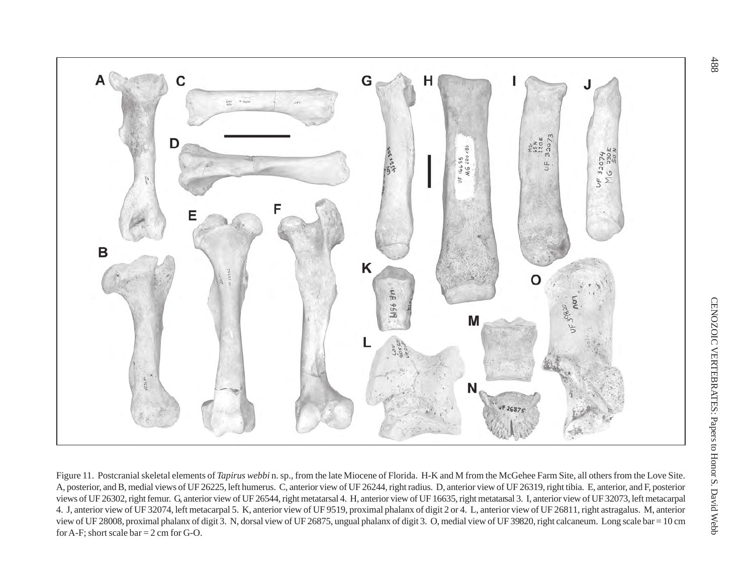Figure 11. Postcranial skeletal elements of *Tapirus webbi* n. sp., from the late Miocene of Florida. H-K and M from the McGehee Farm Site, all others from the Love Site. A, posterior, and B, medial views of UF 26225, left humerus. C, anterior view of UF 26244, right radius. D, anterior view of UF 26319, right tibia. E, anterior, and F, posterior views of UF 26302, right femur. G, anterior view of UF 26544, right metatarsal 4. H, anterior view of UF 16635, right metatarsal 3. I, anterior view of UF 32073, left metacarpal 4. J, anterior view of UF 32074, left metacarpal 5. K, anterior view of UF 9519, proximal phalanx of digit 2 or 4. L, anterior view of UF 26811, right astragalus. M, anterior view of UF 28008, proximal phalanx of digit 3. N, dorsal view of UF 26875, ungual phalanx of digit 3. O, medial view of UF 39820, right calcaneum. Long scale bar = 10 cm for A-F; short scale bar = 2 cm for G-O.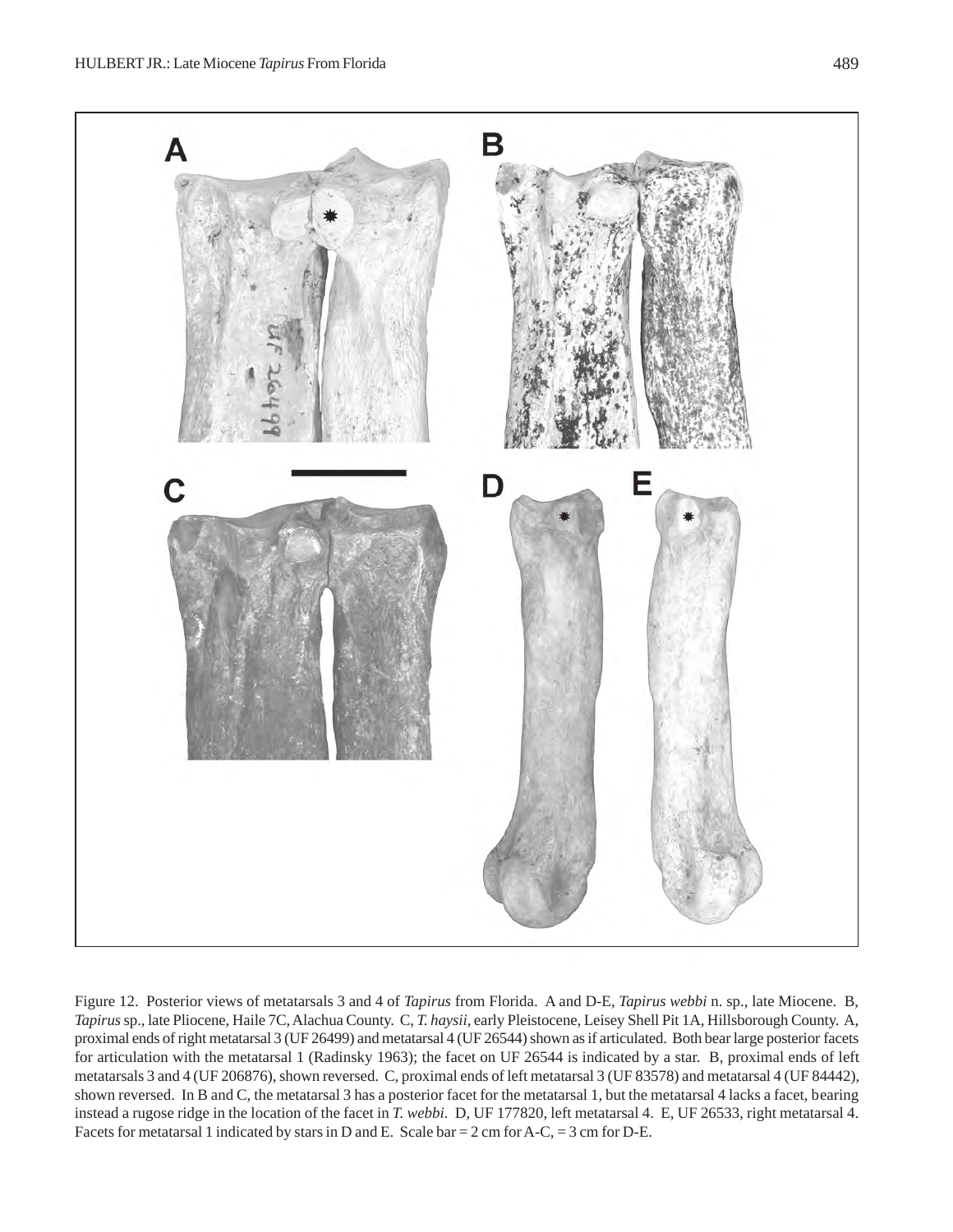Figure 12. Posterior views of metatarsals 3 and 4 of *Tapirus* from Florida. A and D-E, *Tapirus webbi* n. sp., late Miocene. B, *Tapirus* sp., late Pliocene, Haile 7C, Alachua County. C, *T. haysii*, early Pleistocene, Leisey Shell Pit 1A, Hillsborough County. A, proximal ends of right metatarsal 3 (UF 26499) and metatarsal 4 (UF 26544) shown as if articulated. Both bear large posterior facets for articulation with the metatarsal 1 (Radinsky 1963); the facet on UF 26544 is indicated by a star. B, proximal ends of left metatarsals 3 and 4 (UF 206876), shown reversed. C, proximal ends of left metatarsal 3 (UF 83578) and metatarsal 4 (UF 84442), shown reversed. In B and C, the metatarsal 3 has a posterior facet for the metatarsal 1, but the metatarsal 4 lacks a facet, bearing instead a rugose ridge in the location of the facet in *T. webbi*. D, UF 177820, left metatarsal 4. E, UF 26533, right metatarsal 4. Facets for metatarsal 1 indicated by stars in D and E. Scale bar = 2 cm for A-C, = 3 cm for D-E.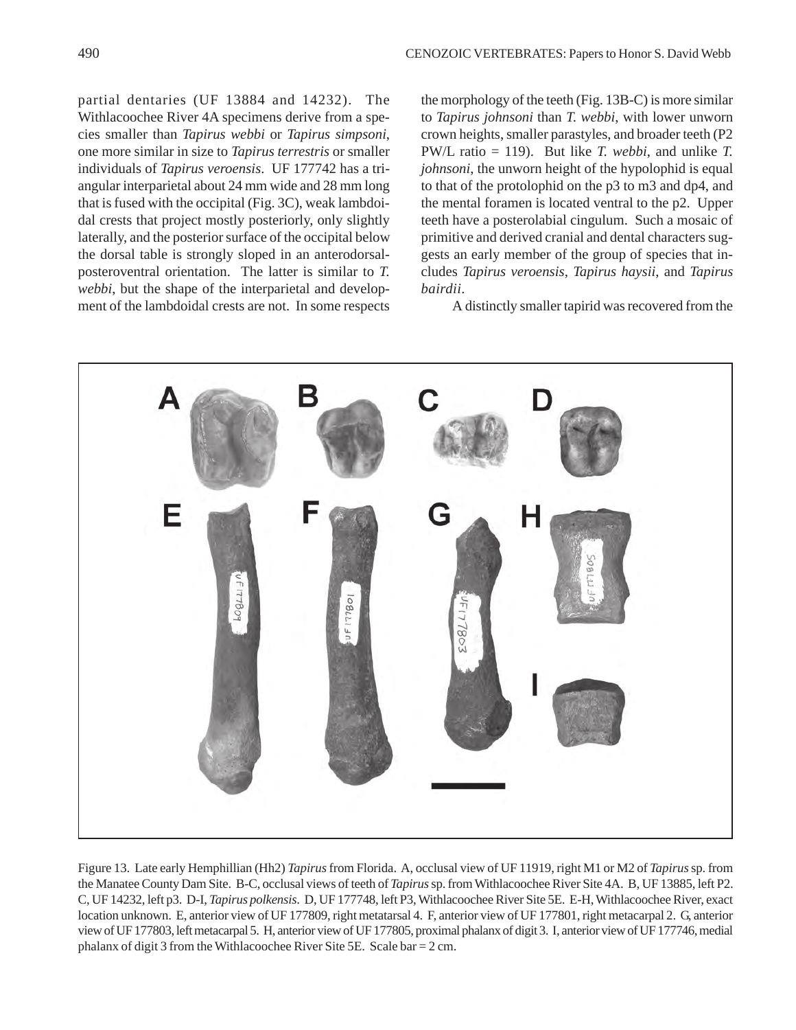partial dentaries (UF 13884 and 14232). The Withlacoochee River 4A specimens derive from a species smaller than *Tapirus webbi* or *Tapirus simpsoni*, one more similar in size to *Tapirus terrestris* or smaller individuals of *Tapirus veroensis*. UF 177742 has a triangular interparietal about 24 mm wide and 28 mm long that is fused with the occipital (Fig. 3C), weak lambdoidal crests that project mostly posteriorly, only slightly laterally, and the posterior surface of the occipital below the dorsal table is strongly sloped in an anterodorsal-posteroventral orientation. The latter is similar to *T. webbi*, but the shape of the interparietal and development of the lambdoidal crests are not. In some respects the morphology of the teeth (Fig. 13B-C) is more similar to *Tapirus johnsoni* than *T. webbi*, with lower unworn crown heights, smaller parastyles, and broader teeth (P2 PW/L ratio = 119). But like *T. webbi*, and unlike *T. johnsoni*, the unworn height of the hypolophid is equal to that of the protolophid on the p3 to m3 and dp4, and the mental foramen is located ventral to the p2. Upper teeth have a posterolabial cingulum. Such a mosaic of primitive and derived cranial and dental characters suggests an early member of the group of species that includes *Tapirus veroensis*, *Tapirus haysii*, and *Tapirus bairdii*.

A distinctly smaller tapirid was recovered from the

Figure 13. Late early Hemphillian (Hh2) *Tapirus* from Florida. A, occlusal view of UF 11919, right M1 or M2 of *Tapirus* sp. from the Manatee County Dam Site. B-C, occlusal views of teeth of *Tapirus* sp. from Withlacoochee River Site 4A. B, UF 13885, left P2. C, UF 14232, left p3. D-I, *Tapirus polkensis*. D, UF 177748, left P3, Withlacoochee River Site 5E. E-H, Withlacoochee River, exact location unknown. E, anterior view of UF 177809, right metatarsal 4. F, anterior view of UF 177801, right metacarpal 2. G, anterior view of UF 177803, left metacarpal 5. H, anterior view of UF 177805, proximal phalanx of digit 3. I, anterior view of UF 177746, medial phalanx of digit 3 from the Withlacoochee River Site 5E. Scale bar = 2 cm.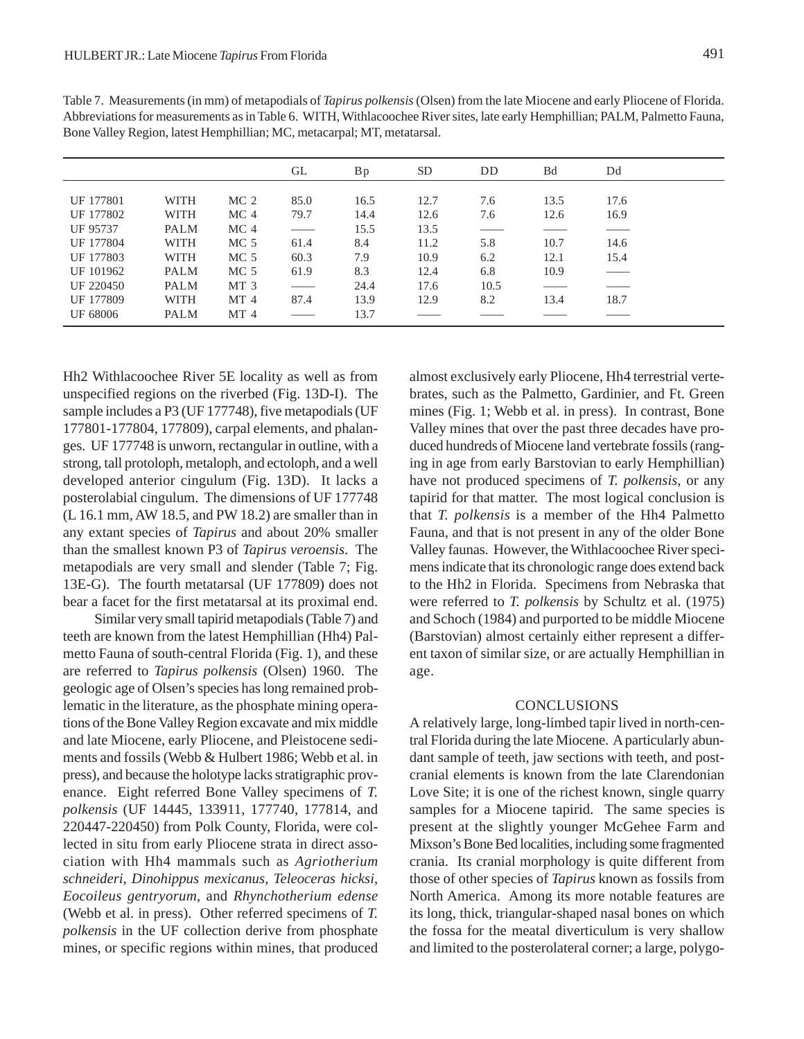Table 7. Measurements (in mm) of metapodials of *Tapirus polkensis* (Olsen) from the late Miocene and early Pliocene of Florida. Abbreviations for measurements as in Table 6. WITH, Withlacoochee River sites, late early Hemphillian; PALM, Palmetto Fauna, Bone Valley Region, latest Hemphillian; MC, metacarpal; MT, metatarsal.

| | | | GL | Bp | SD | DD | Bd | Dd |
|---|---|---|---|---|---|---|---|---|
| UF 177801 | WITH | MC 2 | 85.0 | 16.5 | 12.7 | 7.6 | 13.5 | 17.6 |
| UF 177802 | WITH | MC 4 | 79.7 | 14.4 | 12.6 | 7.6 | 12.6 | 16.9 |
| UF 95737 | PALM | MC 4 | —— | 15.5 | 13.5 | —— | —— | —— |
| UF 177804 | WITH | MC 5 | 61.4 | 8.4 | 11.2 | 5.8 | 10.7 | 14.6 |
| UF 177803 | WITH | MC 5 | 60.3 | 7.9 | 10.9 | 6.2 | 12.1 | 15.4 |
| UF 101962 | PALM | MC 5 | 61.9 | 8.3 | 12.4 | 6.8 | 10.9 | —— |
| UF 220450 | PALM | MT 3 | —— | 24.4 | 17.6 | 10.5 | —— | —— |
| UF 177809 | WITH | MT 4 | 87.4 | 13.9 | 12.9 | 8.2 | 13.4 | 18.7 |
| UF 68006 | PALM | MT 4 | —— | 13.7 | —— | —— | —— | —— |

Hh2 Withlacoochee River 5E locality as well as from unspecified regions on the riverbed (Fig. 13D-I). The sample includes a P3 (UF 177748), five metapodials (UF 177801-177804, 177809), carpal elements, and phalanges. UF 177748 is unworn, rectangular in outline, with a strong, tall protoloph, metaloph, and ectoloph, and a well developed anterior cingulum (Fig. 13D). It lacks a posterolabial cingulum. The dimensions of UF 177748 (L 16.1 mm, AW 18.5, and PW 18.2) are smaller than in any extant species of *Tapirus* and about 20% smaller than the smallest known P3 of *Tapirus veroensis*. The metapodials are very small and slender (Table 7; Fig. 13E-G). The fourth metatarsal (UF 177809) does not bear a facet for the first metatarsal at its proximal end.

Similar very small tapirid metapodials (Table 7) and teeth are known from the latest Hemphillian (Hh4) Palmetto Fauna of south-central Florida (Fig. 1), and these are referred to *Tapirus polkensis* (Olsen) 1960. The geologic age of Olsen's species has long remained problematic in the literature, as the phosphate mining operations of the Bone Valley Region excavate and mix middle and late Miocene, early Pliocene, and Pleistocene sediments and fossils (Webb & Hulbert 1986; Webb et al. in press), and because the holotype lacks stratigraphic provenance. Eight referred Bone Valley specimens of *T. polkensis* (UF 14445, 133911, 177740, 177814, and 220447-220450) from Polk County, Florida, were collected in situ from early Pliocene strata in direct association with Hh4 mammals such as *Agriotherium schneideri*, *Dinohippus mexicanus*, *Teleoceras hicksi*, *Eocoileus gentryorum*, and *Rhynchotherium edense* (Webb et al. in press). Other referred specimens of *T. polkensis* in the UF collection derive from phosphate mines, or specific regions within mines, that produced almost exclusively early Pliocene, Hh4 terrestrial vertebrates, such as the Palmetto, Gardinier, and Ft. Green mines (Fig. 1; Webb et al. in press). In contrast, Bone Valley mines that over the past three decades have produced hundreds of Miocene land vertebrate fossils (ranging in age from early Barstovian to early Hemphillian) have not produced specimens of *T. polkensis*, or any tapirid for that matter. The most logical conclusion is that *T. polkensis* is a member of the Hh4 Palmetto Fauna, and that is not present in any of the older Bone Valley faunas. However, the Withlacoochee River specimens indicate that its chronologic range does extend back to the Hh2 in Florida. Specimens from Nebraska that were referred to *T. polkensis* by Schultz et al. (1975) and Schoch (1984) and purported to be middle Miocene (Barstovian) almost certainly either represent a different taxon of similar size, or are actually Hemphillian in age.

## CONCLUSIONS

A relatively large, long-limbed tapir lived in north-central Florida during the late Miocene. A particularly abundant sample of teeth, jaw sections with teeth, and postcranial elements is known from the late Clarendonian Love Site; it is one of the richest known, single quarry samples for a Miocene tapirid. The same species is present at the slightly younger McGehee Farm and Mixson's Bone Bed localities, including some fragmented crania. Its cranial morphology is quite different from those of other species of *Tapirus* known as fossils from North America. Among its more notable features are its long, thick, triangular-shaped nasal bones on which the fossa for the meatal diverticulum is very shallow and limited to the posterolateral corner; a large, polygo-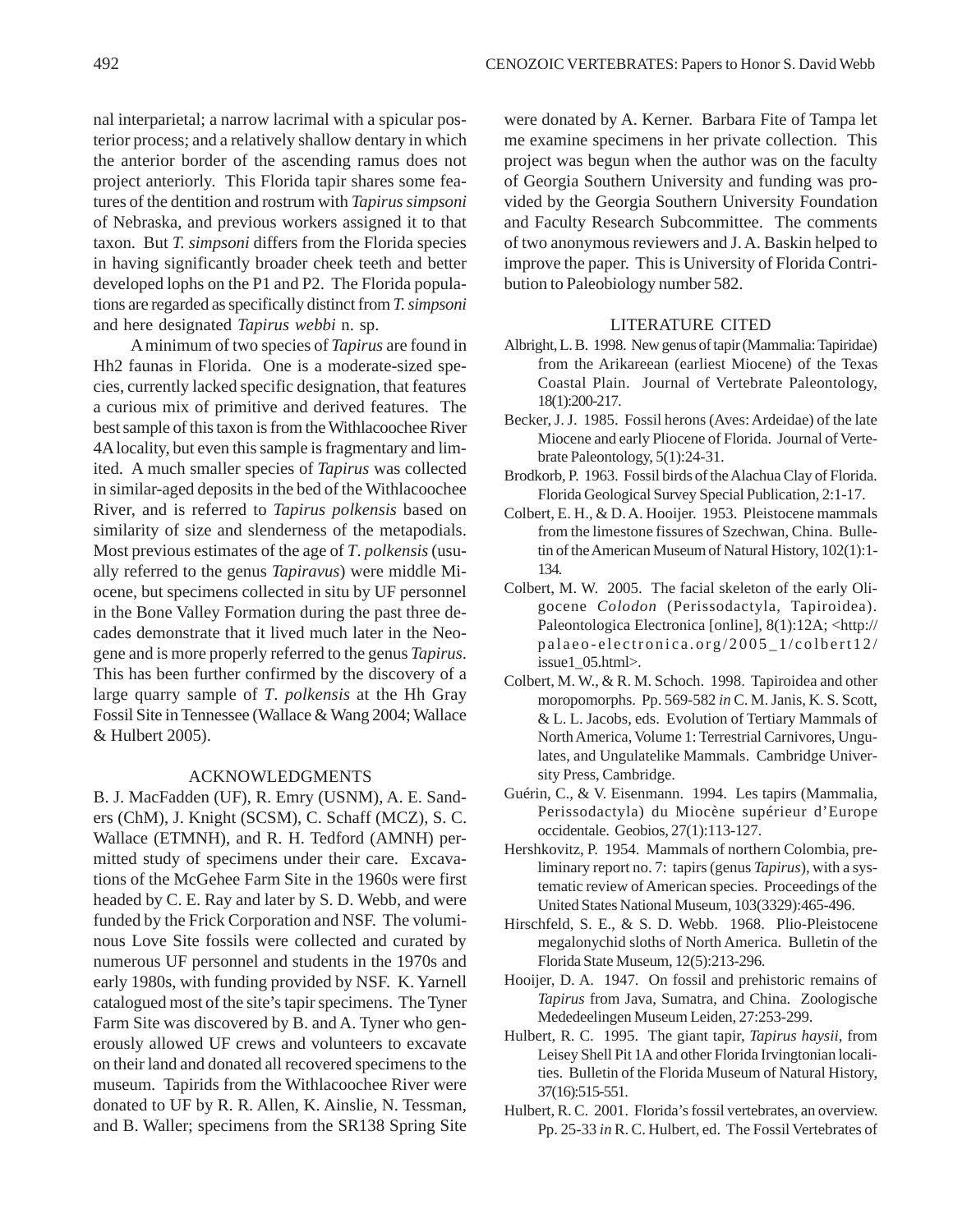nal interparietal; a narrow lacrimal with a spicular posterior process; and a relatively shallow dentary in which the anterior border of the ascending ramus does not project anteriorly. This Florida tapir shares some features of the dentition and rostrum with *Tapirus simpsoni* of Nebraska, and previous workers assigned it to that taxon. But *T. simpsoni* differs from the Florida species in having significantly broader cheek teeth and better developed lophs on the P1 and P2. The Florida populations are regarded as specifically distinct from *T. simpsoni* and here designated *Tapirus webbi* n. sp.

A minimum of two species of *Tapirus* are found in Hh2 faunas in Florida. One is a moderate-sized species, currently lacked specific designation, that features a curious mix of primitive and derived features. The best sample of this taxon is from the Withlacoochee River 4A locality, but even this sample is fragmentary and limited. A much smaller species of *Tapirus* was collected in similar-aged deposits in the bed of the Withlacoochee River, and is referred to *Tapirus polkensis* based on similarity of size and slenderness of the metapodials. Most previous estimates of the age of *T. polkensis* (usually referred to the genus *Tapiravus*) were middle Miocene, but specimens collected in situ by UF personnel in the Bone Valley Formation during the past three decades demonstrate that it lived much later in the Neogene and is more properly referred to the genus *Tapirus*. This has been further confirmed by the discovery of a large quarry sample of *T. polkensis* at the Hh Gray Fossil Site in Tennessee (Wallace & Wang 2004; Wallace & Hulbert 2005).

## ACKNOWLEDGMENTS

B. J. MacFadden (UF), R. Emry (USNM), A. E. Sanders (ChM), J. Knight (SCSM), C. Schaff (MCZ), S. C. Wallace (ETMNH), and R. H. Tedford (AMNH) permitted study of specimens under their care. Excavations of the McGehee Farm Site in the 1960s were first headed by C. E. Ray and later by S. D. Webb, and were funded by the Frick Corporation and NSF. The voluminous Love Site fossils were collected and curated by numerous UF personnel and students in the 1970s and early 1980s, with funding provided by NSF. K. Yarnell catalogued most of the site's tapir specimens. The Tyner Farm Site was discovered by B. and A. Tyner who generously allowed UF crews and volunteers to excavate on their land and donated all recovered specimens to the museum. Tapirids from the Withlacoochee River were donated to UF by R. R. Allen, K. Ainslie, N. Tessman, and B. Waller; specimens from the SR138 Spring Site were donated by A. Kerner. Barbara Fite of Tampa let me examine specimens in her private collection. This project was begun when the author was on the faculty of Georgia Southern University and funding was provided by the Georgia Southern University Foundation and Faculty Research Subcommittee. The comments of two anonymous reviewers and J. A. Baskin helped to improve the paper. This is University of Florida Contribution to Paleobiology number 582.

## LITERATURE CITED

Albright, L. B. 1998. New genus of tapir (Mammalia: Tapiridae) from the Arikareean (earliest Miocene) of the Texas Coastal Plain. Journal of Vertebrate Paleontology, 18(1):200-217.

Becker, J. J. 1985. Fossil herons (Aves: Ardeidae) of the late Miocene and early Pliocene of Florida. Journal of Vertebrate Paleontology, 5(1):24-31.

Brodkorb, P. 1963. Fossil birds of the Alachua Clay of Florida. Florida Geological Survey Special Publication, 2:1-17.

Colbert, E. H., & D. A. Hooijer. 1953. Pleistocene mammals from the limestone fissures of Szechwan, China. Bulletin of the American Museum of Natural History, 102(1):1-134.

Colbert, M. W. 2005. The facial skeleton of the early Oligocene *Colodon* (Perissodactyla, Tapiroidea). Paleontologica Electronica [online], 8(1):12A; <http://palaeo-electronica.org/2005_1/colbert12/issue1_05.html>.

Colbert, M. W., & R. M. Schoch. 1998. Tapiroidea and other moropomorphs. Pp. 569-582 *in* C. M. Janis, K. S. Scott, & L. L. Jacobs, eds. Evolution of Tertiary Mammals of North America, Volume 1: Terrestrial Carnivores, Ungulates, and Ungulatelike Mammals. Cambridge University Press, Cambridge.

Guérin, C., & V. Eisenmann. 1994. Les tapirs (Mammalia, Perissodactyla) du Miocène supérieur d'Europe occidentale. Geobios, 27(1):113-127.

Hershkovitz, P. 1954. Mammals of northern Colombia, preliminary report no. 7: tapirs (genus *Tapirus*), with a systematic review of American species. Proceedings of the United States National Museum, 103(3329):465-496.

Hirschfeld, S. E., & S. D. Webb. 1968. Plio-Pleistocene megalonychid sloths of North America. Bulletin of the Florida State Museum, 12(5):213-296.

Hooijer, D. A. 1947. On fossil and prehistoric remains of *Tapirus* from Java, Sumatra, and China. Zoologische Mededeelingen Museum Leiden, 27:253-299.

Hulbert, R. C. 1995. The giant tapir, *Tapirus haysii*, from Leisey Shell Pit 1A and other Florida Irvingtonian localities. Bulletin of the Florida Museum of Natural History, 37(16):515-551.

Hulbert, R. C. 2001. Florida's fossil vertebrates, an overview. Pp. 25-33 *in* R. C. Hulbert, ed. The Fossil Vertebrates of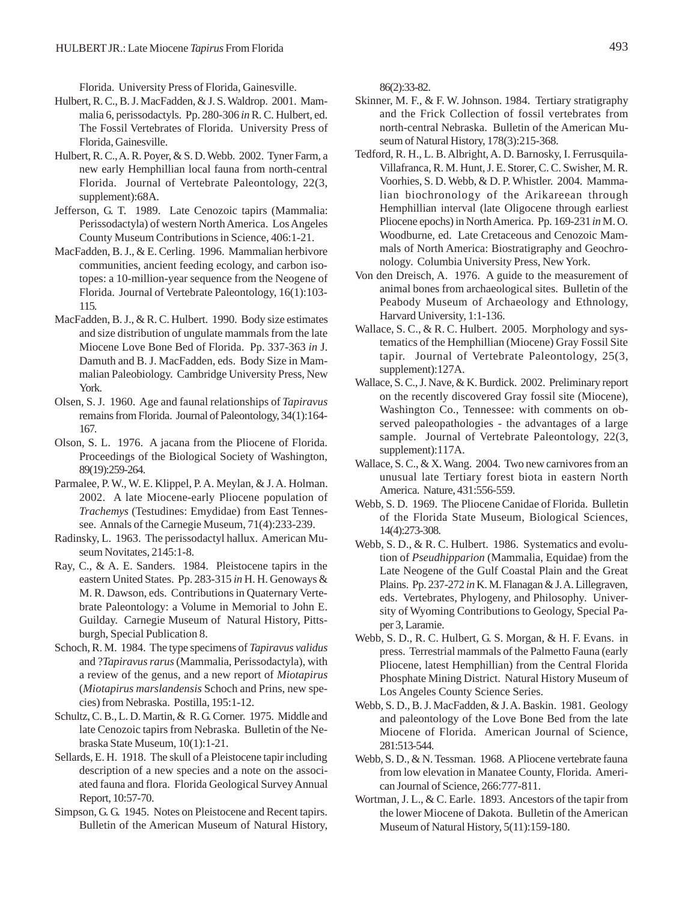Florida. University Press of Florida, Gainesville.

Hulbert, R. C., B. J. MacFadden, & J. S. Waldrop. 2001. Mammalia 6, perissodactyls. Pp. 280-306 *in* R. C. Hulbert, ed. The Fossil Vertebrates of Florida. University Press of Florida, Gainesville.

Hulbert, R. C., A. R. Poyer, & S. D. Webb. 2002. Tyner Farm, a new early Hemphillian local fauna from north-central Florida. Journal of Vertebrate Paleontology, 22(3, supplement):68A.

Jefferson, G. T. 1989. Late Cenozoic tapirs (Mammalia: Perissodactyla) of western North America. Los Angeles County Museum Contributions in Science, 406:1-21.

MacFadden, B. J., & E. Cerling. 1996. Mammalian herbivore communities, ancient feeding ecology, and carbon isotopes: a 10-million-year sequence from the Neogene of Florida. Journal of Vertebrate Paleontology, 16(1):103-115.

MacFadden, B. J., & R. C. Hulbert. 1990. Body size estimates and size distribution of ungulate mammals from the late Miocene Love Bone Bed of Florida. Pp. 337-363 *in* J. Damuth and B. J. MacFadden, eds. Body Size in Mammalian Paleobiology. Cambridge University Press, New York.

Olsen, S. J. 1960. Age and faunal relationships of *Tapiravus* remains from Florida. Journal of Paleontology, 34(1):164-167.

Olson, S. L. 1976. A jacana from the Pliocene of Florida. Proceedings of the Biological Society of Washington, 89(19):259-264.

Parmalee, P. W., W. E. Klippel, P. A. Meylan, & J. A. Holman. 2002. A late Miocene-early Pliocene population of *Trachemys* (Testudines: Emydidae) from East Tennessee. Annals of the Carnegie Museum, 71(4):233-239.

Radinsky, L. 1963. The perissodactyl hallux. American Museum Novitates, 2145:1-8.

Ray, C., & A. E. Sanders. 1984. Pleistocene tapirs in the eastern United States. Pp. 283-315 *in* H. H. Genoways & M. R. Dawson, eds. Contributions in Quaternary Vertebrate Paleontology: a Volume in Memorial to John E. Guilday. Carnegie Museum of Natural History, Pittsburgh, Special Publication 8.

Schoch, R. M. 1984. The type specimens of *Tapiravus validus* and ?*Tapiravus rarus* (Mammalia, Perissodactyla), with a review of the genus, and a new report of *Miotapirus* (*Miotapirus marslandensis* Schoch and Prins, new species) from Nebraska. Postilla, 195:1-12.

Schultz, C. B., L. D. Martin, & R. G. Corner. 1975. Middle and late Cenozoic tapirs from Nebraska. Bulletin of the Nebraska State Museum, 10(1):1-21.

Sellards, E. H. 1918. The skull of a Pleistocene tapir including description of a new species and a note on the associated fauna and flora. Florida Geological Survey Annual Report, 10:57-70.

Simpson, G. G. 1945. Notes on Pleistocene and Recent tapirs. Bulletin of the American Museum of Natural History, 86(2):33-82.

Skinner, M. F., & F. W. Johnson. 1984. Tertiary stratigraphy and the Frick Collection of fossil vertebrates from north-central Nebraska. Bulletin of the American Museum of Natural History, 178(3):215-368.

Tedford, R. H., L. B. Albright, A. D. Barnosky, I. Ferrusquila-Villafranca, R. M. Hunt, J. E. Storer, C. C. Swisher, M. R. Voorhies, S. D. Webb, & D. P. Whistler. 2004. Mammalian biochronology of the Arikareean through Hemphillian interval (late Oligocene through earliest Pliocene epochs) in North America. Pp. 169-231 *in* M. O. Woodburne, ed. Late Cretaceous and Cenozoic Mammals of North America: Biostratigraphy and Geochronology. Columbia University Press, New York.

Von den Dreisch, A. 1976. A guide to the measurement of animal bones from archaeological sites. Bulletin of the Peabody Museum of Archaeology and Ethnology, Harvard University, 1:1-136.

Wallace, S. C., & R. C. Hulbert. 2005. Morphology and systematics of the Hemphillian (Miocene) Gray Fossil Site tapir. Journal of Vertebrate Paleontology, 25(3, supplement):127A.

Wallace, S. C., J. Nave, & K. Burdick. 2002. Preliminary report on the recently discovered Gray fossil site (Miocene), Washington Co., Tennessee: with comments on observed paleopathologies - the advantages of a large sample. Journal of Vertebrate Paleontology, 22(3, supplement):117A.

Wallace, S. C., & X. Wang. 2004. Two new carnivores from an unusual late Tertiary forest biota in eastern North America. Nature, 431:556-559.

Webb, S. D. 1969. The Pliocene Canidae of Florida. Bulletin of the Florida State Museum, Biological Sciences, 14(4):273-308.

Webb, S. D., & R. C. Hulbert. 1986. Systematics and evolution of *Pseudhipparion* (Mammalia, Equidae) from the Late Neogene of the Gulf Coastal Plain and the Great Plains. Pp. 237-272 *in* K. M. Flanagan & J. A. Lillegraven, eds. Vertebrates, Phylogeny, and Philosophy. University of Wyoming Contributions to Geology, Special Paper 3, Laramie.

Webb, S. D., R. C. Hulbert, G. S. Morgan, & H. F. Evans. in press. Terrestrial mammals of the Palmetto Fauna (early Pliocene, latest Hemphillian) from the Central Florida Phosphate Mining District. Natural History Museum of Los Angeles County Science Series.

Webb, S. D., B. J. MacFadden, & J. A. Baskin. 1981. Geology and paleontology of the Love Bone Bed from the late Miocene of Florida. American Journal of Science, 281:513-544.

Webb, S. D., & N. Tessman. 1968. A Pliocene vertebrate fauna from low elevation in Manatee County, Florida. American Journal of Science, 266:777-811.

Wortman, J. L., & C. Earle. 1893. Ancestors of the tapir from the lower Miocene of Dakota. Bulletin of the American Museum of Natural History, 5(11):159-180.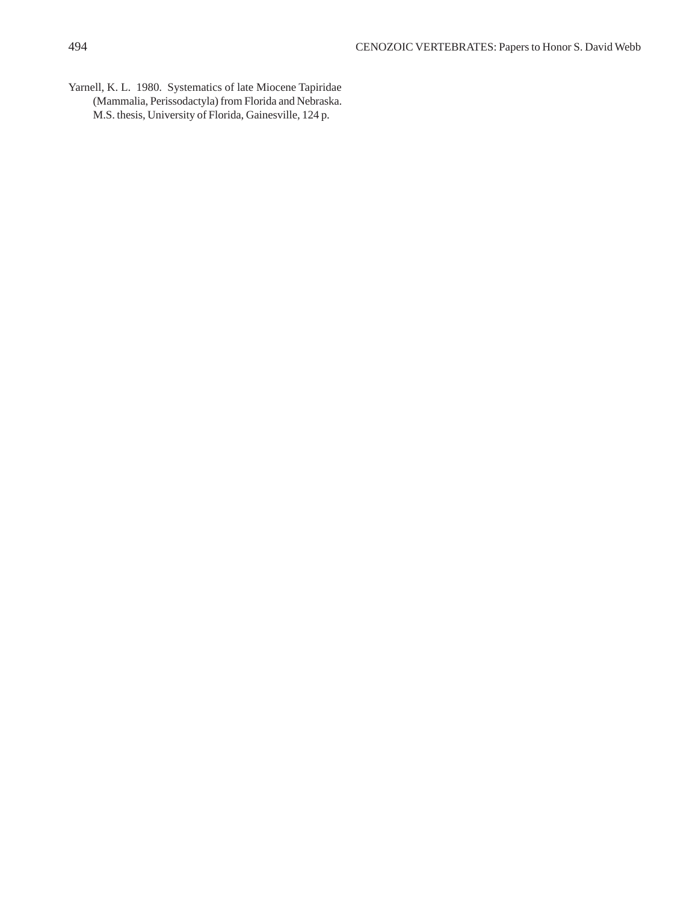Yarnell, K. L. 1980. Systematics of late Miocene Tapiridae (Mammalia, Perissodactyla) from Florida and Nebraska. M.S. thesis, University of Florida, Gainesville, 124 p.